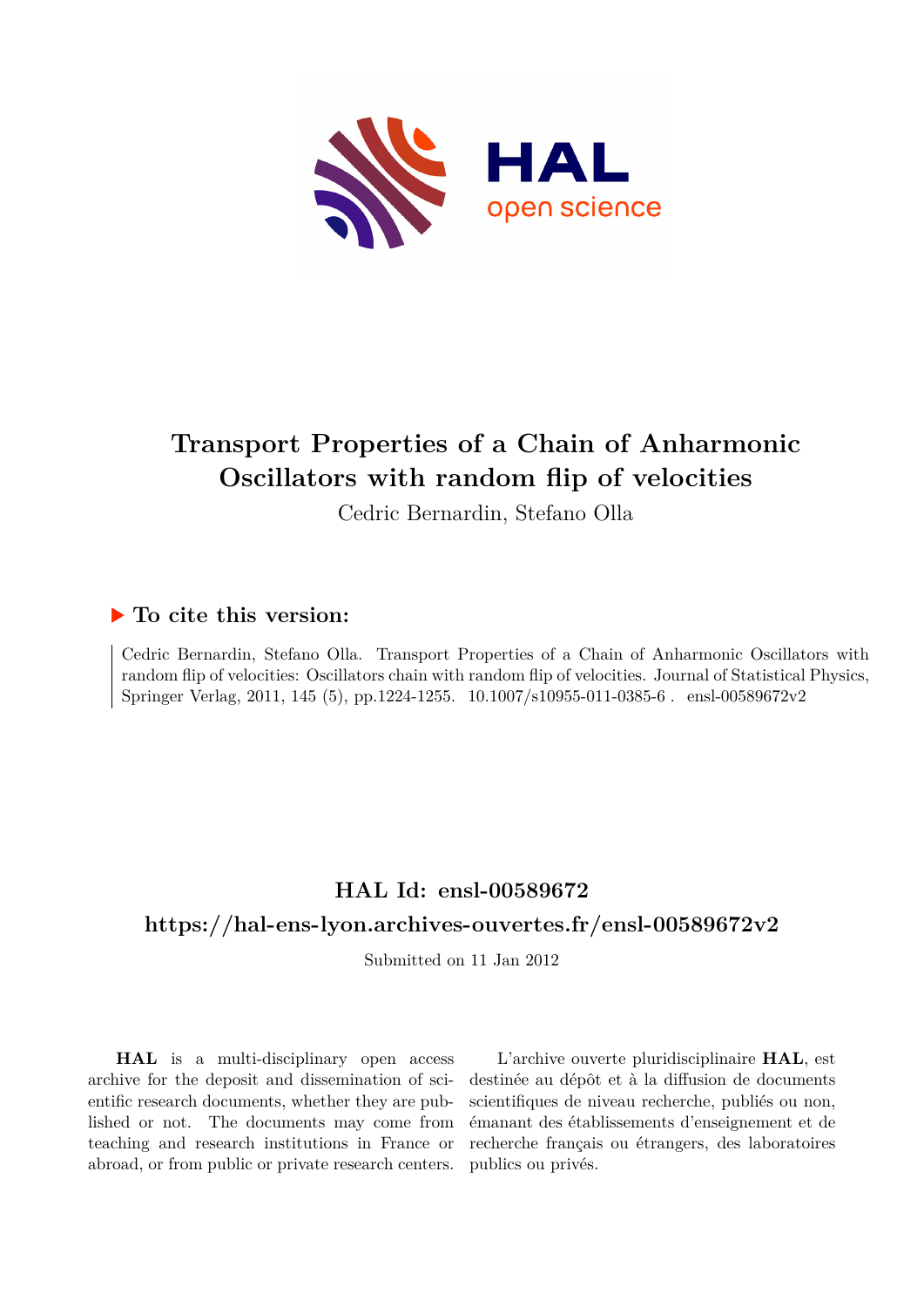# Transport Properties of a Chain of Anharmonic Oscillators with random flip of velocities

Cedric Bernardin, Stefano Olla

## ▶ To cite this version:

Cedric Bernardin, Stefano Olla. Transport Properties of a Chain of Anharmonic Oscillators with random flip of velocities: Oscillators chain with random flip of velocities. Journal of Statistical Physics, Springer Verlag, 2011, 145 (5), pp.1224-1255. 10.1007/s10955-011-0385-6 . ensl-00589672v2

## HAL Id: ensl-00589672

## https://hal-ens-lyon.archives-ouvertes.fr/ensl-00589672v2

Submitted on 11 Jan 2012

**HAL** is a multi-disciplinary open access archive for the deposit and dissemination of scientific research documents, whether they are published or not. The documents may come from teaching and research institutions in France or abroad, or from public or private research centers.

L'archive ouverte pluridisciplinaire **HAL**, est destinée au dépôt et à la diffusion de documents scientifiques de niveau recherche, publiés ou non, émanant des établissements d'enseignement et de recherche français ou étrangers, des laboratoires publics ou privés.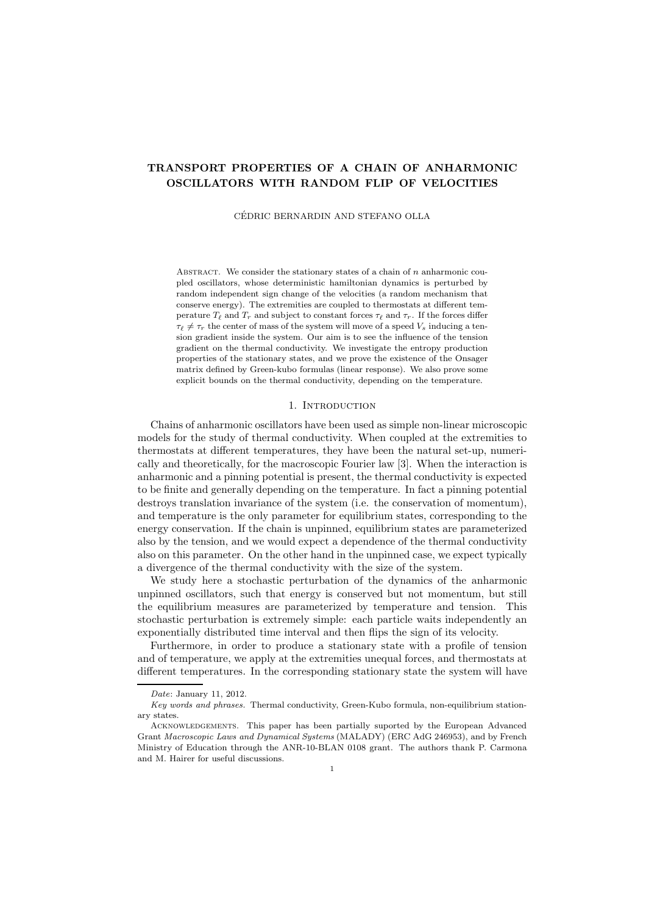# TRANSPORT PROPERTIES OF A CHAIN OF ANHARMONIC OSCILLATORS WITH RANDOM FLIP OF VELOCITIES

CÉDRIC BERNARDIN AND STEFANO OLLA

Abstract. We consider the stationary states of a chain of $n$ anharmonic coupled oscillators, whose deterministic hamiltonian dynamics is perturbed by random independent sign change of the velocities (a random mechanism that conserve energy). The extremities are coupled to thermostats at different temperature $T_\ell$ and $T_r$ and subject to constant forces $\tau_\ell$ and $\tau_r$. If the forces differ $\tau_\ell \neq \tau_r$ the center of mass of the system will move of a speed $V_s$ inducing a tension gradient inside the system. Our aim is to see the influence of the tension gradient on the thermal conductivity. We investigate the entropy production properties of the stationary states, and we prove the existence of the Onsager matrix defined by Green-kubo formulas (linear response). We also prove some explicit bounds on the thermal conductivity, depending on the temperature.

## 1. Introduction

Chains of anharmonic oscillators have been used as simple non-linear microscopic models for the study of thermal conductivity. When coupled at the extremities to thermostats at different temperatures, they have been the natural set-up, numerically and theoretically, for the macroscopic Fourier law [3]. When the interaction is anharmonic and a pinning potential is present, the thermal conductivity is expected to be finite and generally depending on the temperature. In fact a pinning potential destroys translation invariance of the system (i.e. the conservation of momentum), and temperature is the only parameter for equilibrium states, corresponding to the energy conservation. If the chain is unpinned, equilibrium states are parameterized also by the tension, and we would expect a dependence of the thermal conductivity also on this parameter. On the other hand in the unpinned case, we expect typically a divergence of the thermal conductivity with the size of the system.

We study here a stochastic perturbation of the dynamics of the anharmonic unpinned oscillators, such that energy is conserved but not momentum, but still the equilibrium measures are parameterized by temperature and tension. This stochastic perturbation is extremely simple: each particle waits independently an exponentially distributed time interval and then flips the sign of its velocity.

Furthermore, in order to produce a stationary state with a profile of tension and of temperature, we apply at the extremities unequal forces, and thermostats at different temperatures. In the corresponding stationary state the system will have

---

*Date*: January 11, 2012.

*Key words and phrases.* Thermal conductivity, Green-Kubo formula, non-equilibrium stationary states.

Acknowledgements. This paper has been partially suported by the European Advanced Grant *Macroscopic Laws and Dynamical Systems* (MALADY) (ERC AdG 246953), and by French Ministry of Education through the ANR-10-BLAN 0108 grant. The authors thank P. Carmona and M. Hairer for useful discussions.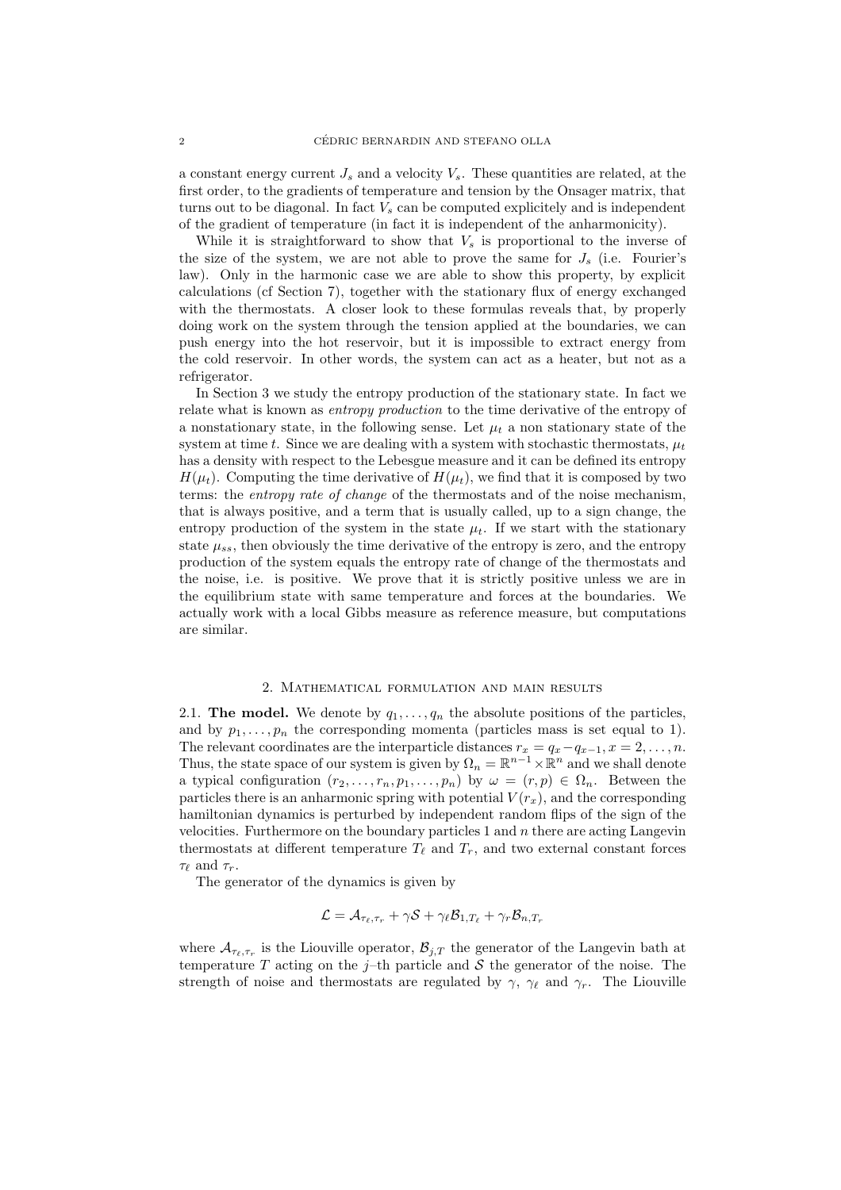a constant energy current $J_s$ and a velocity $V_s$. These quantities are related, at the first order, to the gradients of temperature and tension by the Onsager matrix, that turns out to be diagonal. In fact $V_s$ can be computed explicitely and is independent of the gradient of temperature (in fact it is independent of the anharmonicity).

While it is straightforward to show that $V_s$ is proportional to the inverse of the size of the system, we are not able to prove the same for $J_s$ (i.e. Fourier's law). Only in the harmonic case we are able to show this property, by explicit calculations (cf Section 7), together with the stationary flux of energy exchanged with the thermostats. A closer look to these formulas reveals that, by properly doing work on the system through the tension applied at the boundaries, we can push energy into the hot reservoir, but it is impossible to extract energy from the cold reservoir. In other words, the system can act as a heater, but not as a refrigerator.

In Section 3 we study the entropy production of the stationary state. In fact we relate what is known as *entropy production* to the time derivative of the entropy of a nonstationary state, in the following sense. Let $\mu_t$ a non stationary state of the system at time $t$. Since we are dealing with a system with stochastic thermostats, $\mu_t$ has a density with respect to the Lebesgue measure and it can be defined its entropy $H(\mu_t)$. Computing the time derivative of $H(\mu_t)$, we find that it is composed by two terms: the *entropy rate of change* of the thermostats and of the noise mechanism, that is always positive, and a term that is usually called, up to a sign change, the entropy production of the system in the state $\mu_t$. If we start with the stationary state $\mu_{ss}$, then obviously the time derivative of the entropy is zero, and the entropy production of the system equals the entropy rate of change of the thermostats and the noise, i.e. is positive. We prove that it is strictly positive unless we are in the equilibrium state with same temperature and forces at the boundaries. We actually work with a local Gibbs measure as reference measure, but computations are similar.

## 2. Mathematical formulation and main results

**2.1. The model.** We denote by $q_1, \dots, q_n$ the absolute positions of the particles, and by $p_1, \dots, p_n$ the corresponding momenta (particles mass is set equal to 1). The relevant coordinates are the interparticle distances $r_x = q_x - q_{x-1}, x = 2, \dots, n$. Thus, the state space of our system is given by $\Omega_n = \mathbb{R}^{n-1} \times \mathbb{R}^n$ and we shall denote a typical configuration $(r_2, \dots, r_n, p_1, \dots, p_n)$ by $\omega = (r, p) \in \Omega_n$. Between the particles there is an anharmonic spring with potential $V(r_x)$, and the corresponding hamiltonian dynamics is perturbed by independent random flips of the sign of the velocities. Furthermore on the boundary particles 1 and $n$ there are acting Langevin thermostats at different temperature $T_\ell$ and $T_r$, and two external constant forces $\tau_\ell$ and $\tau_r$.

The generator of the dynamics is given by

$$\mathcal{L} = \mathcal{A}_{\tau_\ell, \tau_r} + \gamma \mathcal{S} + \gamma_\ell \mathcal{B}_{1,T_\ell} + \gamma_r \mathcal{B}_{n,T_r}$$

where $\mathcal{A}_{\tau_\ell, \tau_r}$ is the Liouville operator, $\mathcal{B}_{j,T}$ the generator of the Langevin bath at temperature $T$ acting on the $j$–th particle and $\mathcal{S}$ the generator of the noise. The strength of noise and thermostats are regulated by $\gamma$, $\gamma_\ell$ and $\gamma_r$. The Liouville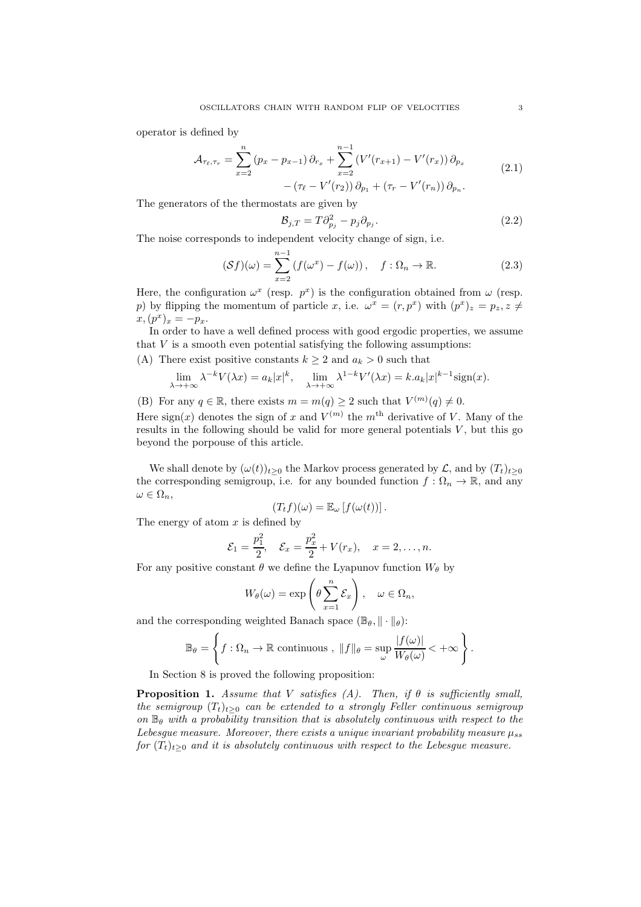operator is defined by

$$
\begin{aligned}
\mathcal{A}_{\tau_\ell,\tau_r} = \sum_{x=2}^{n} (p_x - p_{x-1})\,\partial_{r_x} + \sum_{x=2}^{n-1} (V'(r_{x+1}) - V'(r_x))\,\partial_{p_x} \\
- (\tau_\ell - V'(r_2))\,\partial_{p_1} + (\tau_r - V'(r_n))\,\partial_{p_n}.
\end{aligned}
\tag{2.1}
$$

The generators of the thermostats are given by

$$
\mathcal{B}_{j,T} = T\partial_{p_j}^2 - p_j \partial_{p_j}. \tag{2.2}
$$

The noise corresponds to independent velocity change of sign, i.e.

$$
(\mathcal{S}f)(\omega) = \sum_{x=2}^{n-1} (f(\omega^x) - f(\omega)), \quad f : \Omega_n \to \mathbb{R}. \tag{2.3}
$$

Here, the configuration $\omega^x$ (resp. $p^x$) is the configuration obtained from $\omega$ (resp. $p$) by flipping the momentum of particle $x$, i.e. $\omega^x = (r, p^x)$ with $(p^x)_z = p_z, z \neq x, (p^x)_x = -p_x$.

In order to have a well defined process with good ergodic properties, we assume that $V$ is a smooth even potential satisfying the following assumptions:

(A) There exist positive constants $k \geq 2$ and $a_k > 0$ such that

$$
\lim_{\lambda \to +\infty} \lambda^{-k} V(\lambda x) = a_k |x|^k, \quad \lim_{\lambda \to +\infty} \lambda^{1-k} V'(\lambda x) = k.a_k |x|^{k-1} \mathrm{sign}(x).
$$

(B) For any $q \in \mathbb{R}$, there exists $m = m(q) \geq 2$ such that $V^{(m)}(q) \neq 0$.

Here $\mathrm{sign}(x)$ denotes the sign of $x$ and $V^{(m)}$ the $m^{\text{th}}$ derivative of $V$. Many of the results in the following should be valid for more general potentials $V$, but this go beyond the porpouse of this article.

We shall denote by $(\omega(t))_{t \geq 0}$ the Markov process generated by $\mathcal{L}$, and by $(T_t)_{t \geq 0}$ the corresponding semigroup, i.e. for any bounded function $f : \Omega_n \to \mathbb{R}$, and any $\omega \in \Omega_n$,

$$
(T_t f)(\omega) = \mathbb{E}_\omega [f(\omega(t))].
$$

The energy of atom $x$ is defined by

$$
\mathcal{E}_1 = \frac{p_1^2}{2}, \quad \mathcal{E}_x = \frac{p_x^2}{2} + V(r_x), \quad x = 2, \ldots, n.
$$

For any positive constant $\theta$ we define the Lyapunov function $W_\theta$ by

$$
W_\theta(\omega) = \exp\left(\theta \sum_{x=1}^{n} \mathcal{E}_x\right), \quad \omega \in \Omega_n,
$$

and the corresponding weighted Banach space $(\mathbb{B}_\theta, \|\cdot\|_\theta)$:

$$
\mathbb{B}_\theta = \left\{ f : \Omega_n \to \mathbb{R} \text{ continuous }, \ \|f\|_\theta = \sup_\omega \frac{|f(\omega)|}{W_\theta(\omega)} < +\infty \right\}.
$$

In Section 8 is proved the following proposition:

**Proposition 1.** *Assume that $V$ satisfies (A). Then, if $\theta$ is sufficiently small, the semigroup $(T_t)_{t \geq 0}$ can be extended to a strongly Feller continuous semigroup on $\mathbb{B}_\theta$ with a probability transition that is absolutely continuous with respect to the Lebesgue measure. Moreover, there exists a unique invariant probability measure $\mu_{ss}$ for $(T_t)_{t \geq 0}$ and it is absolutely continuous with respect to the Lebesgue measure.*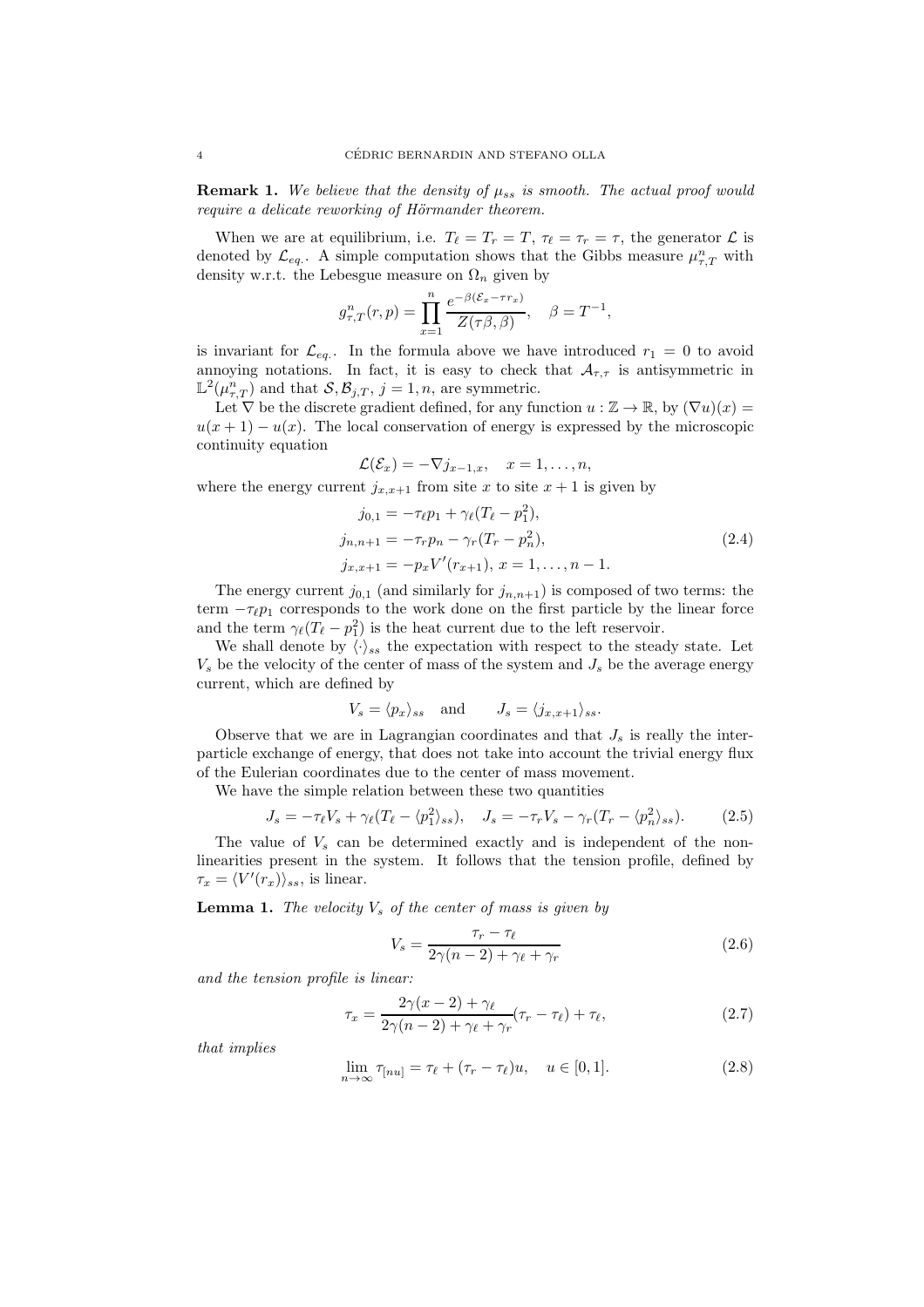**Remark 1.** *We believe that the density of $\mu_{ss}$ is smooth. The actual proof would require a delicate reworking of Hörmander theorem.*

When we are at equilibrium, i.e. $T_\ell = T_r = T$, $\tau_\ell = \tau_r = \tau$, the generator $\mathcal{L}$ is denoted by $\mathcal{L}_{eq.}$. A simple computation shows that the Gibbs measure $\mu^n_{\tau,T}$ with density w.r.t. the Lebesgue measure on $\Omega_n$ given by

$$g^n_{\tau,T}(r,p) = \prod_{x=1}^{n} \frac{e^{-\beta(\mathcal{E}_x - \tau r_x)}}{Z(\tau\beta,\beta)}, \quad \beta = T^{-1},$$

is invariant for $\mathcal{L}_{eq.}$. In the formula above we have introduced $r_1 = 0$ to avoid annoying notations. In fact, it is easy to check that $\mathcal{A}_{\tau,\tau}$ is antisymmetric in $\mathbb{L}^2(\mu^n_{\tau,T})$ and that $\mathcal{S}, \mathcal{B}_{j,T}$, $j = 1, n$, are symmetric.

Let $\nabla$ be the discrete gradient defined, for any function $u : \mathbb{Z} \to \mathbb{R}$, by $(\nabla u)(x) = u(x+1) - u(x)$. The local conservation of energy is expressed by the microscopic continuity equation

$$\mathcal{L}(\mathcal{E}_x) = -\nabla j_{x-1,x}, \quad x = 1, \dots, n,$$

where the energy current $j_{x,x+1}$ from site $x$ to site $x+1$ is given by

$$\begin{aligned} j_{0,1} &= -\tau_\ell p_1 + \gamma_\ell (T_\ell - p_1^2), \\ j_{n,n+1} &= -\tau_r p_n - \gamma_r (T_r - p_n^2), \\ j_{x,x+1} &= -p_x V'(r_{x+1}), \; x = 1, \dots, n-1. \end{aligned} \tag{2.4}$$

The energy current $j_{0,1}$ (and similarly for $j_{n,n+1}$) is composed of two terms: the term $-\tau_\ell p_1$ corresponds to the work done on the first particle by the linear force and the term $\gamma_\ell(T_\ell - p_1^2)$ is the heat current due to the left reservoir.

We shall denote by $\langle \cdot \rangle_{ss}$ the expectation with respect to the steady state. Let $V_s$ be the velocity of the center of mass of the system and $J_s$ be the average energy current, which are defined by

$$V_s = \langle p_x \rangle_{ss} \quad \text{and} \qquad J_s = \langle j_{x,x+1} \rangle_{ss}.$$

Observe that we are in Lagrangian coordinates and that $J_s$ is really the inter-particle exchange of energy, that does not take into account the trivial energy flux of the Eulerian coordinates due to the center of mass movement.

We have the simple relation between these two quantities

$$J_s = -\tau_\ell V_s + \gamma_\ell (T_\ell - \langle p_1^2 \rangle_{ss}), \quad J_s = -\tau_r V_s - \gamma_r (T_r - \langle p_n^2 \rangle_{ss}). \tag{2.5}$$

The value of $V_s$ can be determined exactly and is independent of the non-linearities present in the system. It follows that the tension profile, defined by $\tau_x = \langle V'(r_x) \rangle_{ss}$, is linear.

**Lemma 1.** *The velocity $V_s$ of the center of mass is given by*

$$V_s = \frac{\tau_r - \tau_\ell}{2\gamma(n-2) + \gamma_\ell + \gamma_r} \tag{2.6}$$

*and the tension profile is linear:*

$$\tau_x = \frac{2\gamma(x-2) + \gamma_\ell}{2\gamma(n-2) + \gamma_\ell + \gamma_r}(\tau_r - \tau_\ell) + \tau_\ell, \tag{2.7}$$

*that implies*

$$\lim_{n \to \infty} \tau_{[nu]} = \tau_\ell + (\tau_r - \tau_\ell) u, \quad u \in [0,1]. \tag{2.8}$$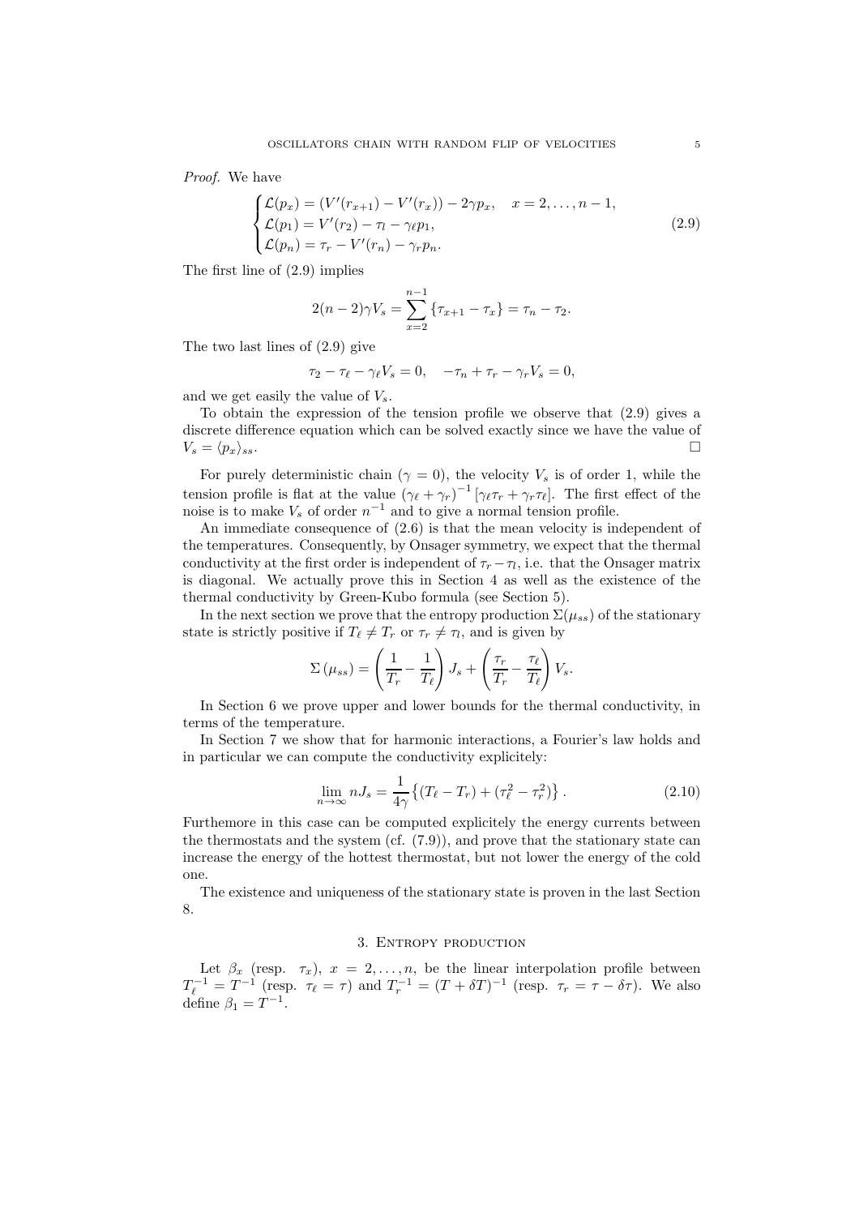*Proof.* We have

$$
\begin{cases}
\mathcal{L}(p_x) = (V'(r_{x+1}) - V'(r_x)) - 2\gamma p_x, \quad x = 2, \dots, n-1, \\
\mathcal{L}(p_1) = V'(r_2) - \tau_l - \gamma_\ell p_1, \\
\mathcal{L}(p_n) = \tau_r - V'(r_n) - \gamma_r p_n.
\end{cases}
\tag{2.9}
$$

The first line of (2.9) implies

$$
2(n-2)\gamma V_s = \sum_{x=2}^{n-1} \{\tau_{x+1} - \tau_x\} = \tau_n - \tau_2.
$$

The two last lines of (2.9) give

$$
\tau_2 - \tau_\ell - \gamma_\ell V_s = 0, \quad -\tau_n + \tau_r - \gamma_r V_s = 0,
$$

and we get easily the value of $V_s$.

To obtain the expression of the tension profile we observe that (2.9) gives a discrete difference equation which can be solved exactly since we have the value of $V_s = \langle p_x \rangle_{ss}$. □

For purely deterministic chain ($\gamma = 0$), the velocity $V_s$ is of order 1, while the tension profile is flat at the value $(\gamma_\ell + \gamma_r)^{-1} [\gamma_\ell \tau_r + \gamma_r \tau_\ell]$. The first effect of the noise is to make $V_s$ of order $n^{-1}$ and to give a normal tension profile.

An immediate consequence of (2.6) is that the mean velocity is independent of the temperatures. Consequently, by Onsager symmetry, we expect that the thermal conductivity at the first order is independent of $\tau_r - \tau_l$, i.e. that the Onsager matrix is diagonal. We actually prove this in Section 4 as well as the existence of the thermal conductivity by Green-Kubo formula (see Section 5).

In the next section we prove that the entropy production $\Sigma(\mu_{ss})$ of the stationary state is strictly positive if $T_\ell \neq T_r$ or $\tau_r \neq \tau_l$, and is given by

$$
\Sigma(\mu_{ss}) = \left( \frac{1}{T_r} - \frac{1}{T_\ell} \right) J_s + \left( \frac{\tau_r}{T_r} - \frac{\tau_\ell}{T_\ell} \right) V_s.
$$

In Section 6 we prove upper and lower bounds for the thermal conductivity, in terms of the temperature.

In Section 7 we show that for harmonic interactions, a Fourier's law holds and in particular we can compute the conductivity explicitely:

$$
\lim_{n \to \infty} n J_s = \frac{1}{4\gamma} \left\{ (T_\ell - T_r) + (\tau_\ell^2 - \tau_r^2) \right\}.
\tag{2.10}
$$

Furthemore in this case can be computed explicitely the energy currents between the thermostats and the system (cf. (7.9)), and prove that the stationary state can increase the energy of the hottest thermostat, but not lower the energy of the cold one.

The existence and uniqueness of the stationary state is proven in the last Section 8.

## 3. Entropy production

Let $\beta_x$ (resp. $\tau_x$), $x = 2, \dots, n$, be the linear interpolation profile between $T_\ell^{-1} = T^{-1}$ (resp. $\tau_\ell = \tau$) and $T_r^{-1} = (T + \delta T)^{-1}$ (resp. $\tau_r = \tau - \delta\tau$). We also define $\beta_1 = T^{-1}$.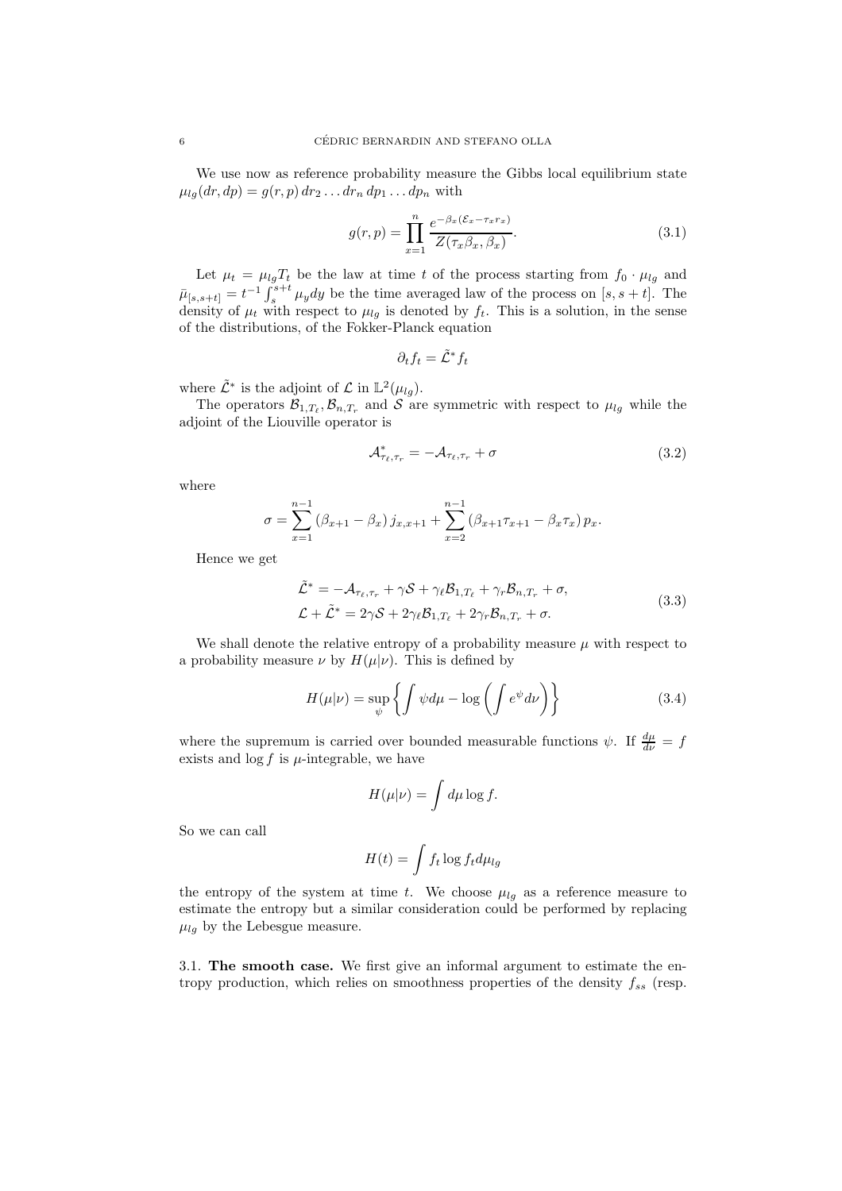We use now as reference probability measure the Gibbs local equilibrium state $\mu_{lg}(dr, dp) = g(r,p)\, dr_2 \dots dr_n\, dp_1 \dots dp_n$ with

$$g(r,p) = \prod_{x=1}^{n} \frac{e^{-\beta_x(\mathcal{E}_x - \tau_x r_x)}}{Z(\tau_x \beta_x, \beta_x)}. \tag{3.1}$$

Let $\mu_t = \mu_{lg} T_t$ be the law at time $t$ of the process starting from $f_0 \cdot \mu_{lg}$ and $\bar{\mu}_{[s,s+t]} = t^{-1} \int_s^{s+t} \mu_y dy$ be the time averaged law of the process on $[s, s+t]$. The density of $\mu_t$ with respect to $\mu_{lg}$ is denoted by $f_t$. This is a solution, in the sense of the distributions, of the Fokker-Planck equation

$$\partial_t f_t = \tilde{\mathcal{L}}^* f_t$$

where $\tilde{\mathcal{L}}^*$ is the adjoint of $\mathcal{L}$ in $\mathbb{L}^2(\mu_{lg})$.

The operators $\mathcal{B}_{1,T_\ell}, \mathcal{B}_{n,T_r}$ and $\mathcal{S}$ are symmetric with respect to $\mu_{lg}$ while the adjoint of the Liouville operator is

$$\mathcal{A}^*_{\tau_\ell, \tau_r} = -\mathcal{A}_{\tau_\ell, \tau_r} + \sigma \tag{3.2}$$

where

$$\sigma = \sum_{x=1}^{n-1} (\beta_{x+1} - \beta_x)\, j_{x,x+1} + \sum_{x=2}^{n-1} (\beta_{x+1}\tau_{x+1} - \beta_x \tau_x)\, p_x.$$

Hence we get

$$\begin{aligned}
\tilde{\mathcal{L}}^* &= -\mathcal{A}_{\tau_\ell, \tau_r} + \gamma \mathcal{S} + \gamma_\ell \mathcal{B}_{1,T_\ell} + \gamma_r \mathcal{B}_{n,T_r} + \sigma, \\
\mathcal{L} + \tilde{\mathcal{L}}^* &= 2\gamma \mathcal{S} + 2\gamma_\ell \mathcal{B}_{1,T_\ell} + 2\gamma_r \mathcal{B}_{n,T_r} + \sigma.
\end{aligned} \tag{3.3}$$

We shall denote the relative entropy of a probability measure $\mu$ with respect to a probability measure $\nu$ by $H(\mu|\nu)$. This is defined by

$$H(\mu|\nu) = \sup_{\psi} \left\{ \int \psi d\mu - \log \left( \int e^{\psi} d\nu \right) \right\} \tag{3.4}$$

where the supremum is carried over bounded measurable functions $\psi$. If $\frac{d\mu}{d\nu} = f$ exists and $\log f$ is $\mu$-integrable, we have

$$H(\mu|\nu) = \int d\mu \log f.$$

So we can call

$$H(t) = \int f_t \log f_t d\mu_{lg}$$

the entropy of the system at time $t$. We choose $\mu_{lg}$ as a reference measure to estimate the entropy but a similar consideration could be performed by replacing $\mu_{lg}$ by the Lebesgue measure.

**3.1. The smooth case.** We first give an informal argument to estimate the entropy production, which relies on smoothness properties of the density $f_{ss}$ (resp.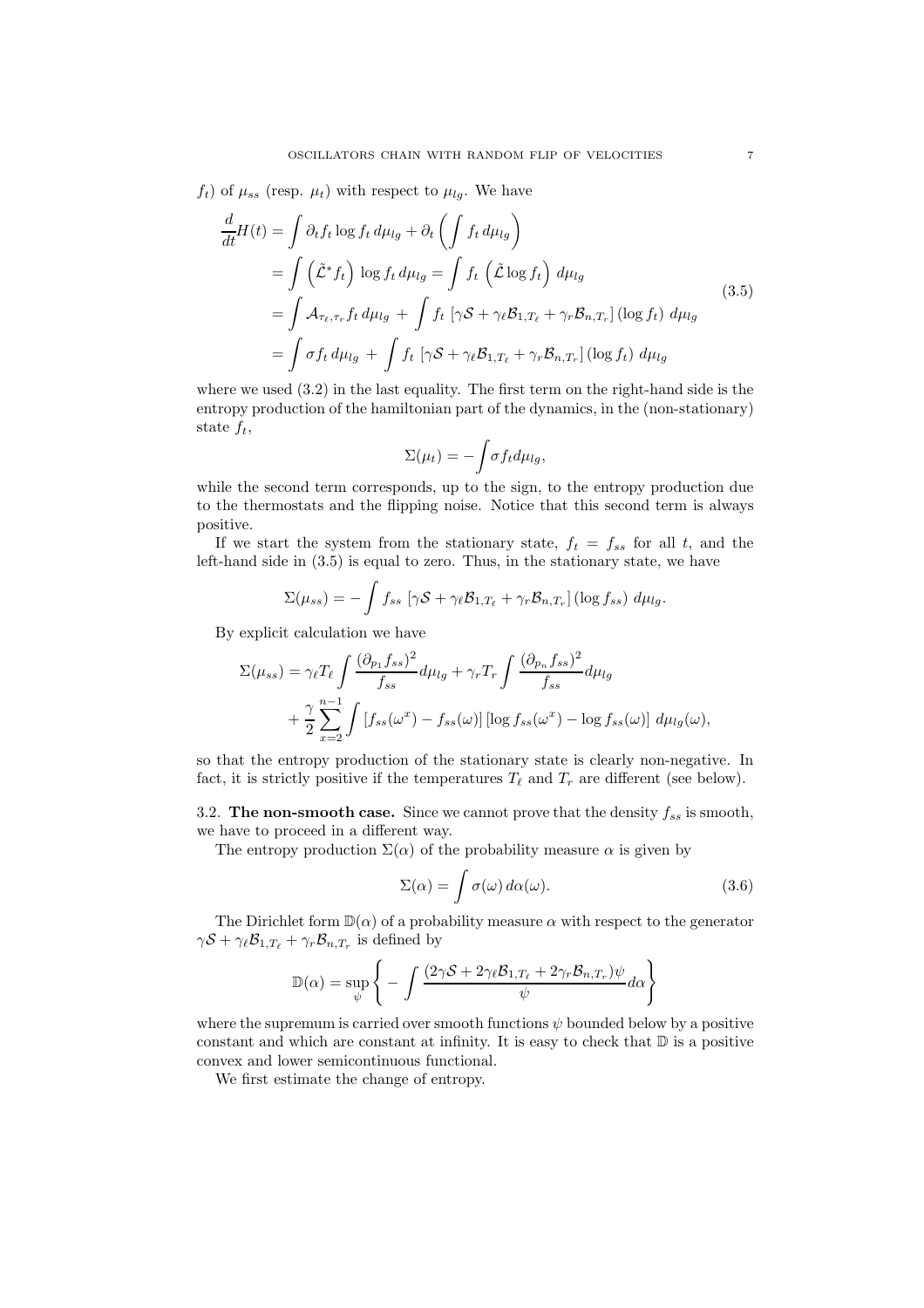$f_t$) of $\mu_{ss}$ (resp. $\mu_t$) with respect to $\mu_{lg}$. We have

$$
\begin{aligned}
\frac{d}{dt}H(t) &= \int \partial_t f_t \log f_t \, d\mu_{lg} + \partial_t \left( \int f_t \, d\mu_{lg} \right) \\
&= \int \left( \tilde{\mathcal{L}}^* f_t \right) \log f_t \, d\mu_{lg} = \int f_t \, \left( \tilde{\mathcal{L}} \log f_t \right) \, d\mu_{lg} \\
&= \int \mathcal{A}_{\tau_\ell, \tau_r} f_t \, d\mu_{lg} \, + \, \int f_t \, \left[ \gamma \mathcal{S} + \gamma_\ell \mathcal{B}_{1,T_\ell} + \gamma_r \mathcal{B}_{n,T_r} \right] (\log f_t) \, d\mu_{lg} \\
&= \int \sigma f_t \, d\mu_{lg} \, + \, \int f_t \, \left[ \gamma \mathcal{S} + \gamma_\ell \mathcal{B}_{1,T_\ell} + \gamma_r \mathcal{B}_{n,T_r} \right] (\log f_t) \, d\mu_{lg}
\end{aligned}
\tag{3.5}
$$

where we used (3.2) in the last equality. The first term on the right-hand side is the entropy production of the hamiltonian part of the dynamics, in the (non-stationary) state $f_t$,

$$
\Sigma(\mu_t) = - \int \sigma f_t d\mu_{lg},
$$

while the second term corresponds, up to the sign, to the entropy production due to the thermostats and the flipping noise. Notice that this second term is always positive.

If we start the system from the stationary state, $f_t = f_{ss}$ for all $t$, and the left-hand side in (3.5) is equal to zero. Thus, in the stationary state, we have

$$
\Sigma(\mu_{ss}) = - \int f_{ss} \, \left[ \gamma \mathcal{S} + \gamma_\ell \mathcal{B}_{1,T_\ell} + \gamma_r \mathcal{B}_{n,T_r} \right] (\log f_{ss}) \, d\mu_{lg}.
$$

By explicit calculation we have

$$
\begin{aligned}
\Sigma(\mu_{ss}) &= \gamma_\ell T_\ell \int \frac{(\partial_{p_1} f_{ss})^2}{f_{ss}} d\mu_{lg} + \gamma_r T_r \int \frac{(\partial_{p_n} f_{ss})^2}{f_{ss}} d\mu_{lg} \\
&\quad + \frac{\gamma}{2} \sum_{x=2}^{n-1} \int \left[ f_{ss}(\omega^x) - f_{ss}(\omega) \right] \left[ \log f_{ss}(\omega^x) - \log f_{ss}(\omega) \right] \, d\mu_{lg}(\omega),
\end{aligned}
$$

so that the entropy production of the stationary state is clearly non-negative. In fact, it is strictly positive if the temperatures $T_\ell$ and $T_r$ are different (see below).

## 3.2. The non-smooth case.

Since we cannot prove that the density $f_{ss}$ is smooth, we have to proceed in a different way.

The entropy production $\Sigma(\alpha)$ of the probability measure $\alpha$ is given by

$$
\Sigma(\alpha) = \int \sigma(\omega) \, d\alpha(\omega). \tag{3.6}
$$

The Dirichlet form $\mathbb{D}(\alpha)$ of a probability measure $\alpha$ with respect to the generator $\gamma \mathcal{S} + \gamma_\ell \mathcal{B}_{1,T_\ell} + \gamma_r \mathcal{B}_{n,T_r}$ is defined by

$$
\mathbb{D}(\alpha) = \sup_\psi \left\{ - \int \frac{(2\gamma \mathcal{S} + 2\gamma_\ell \mathcal{B}_{1,T_\ell} + 2\gamma_r \mathcal{B}_{n,T_r})\psi}{\psi} d\alpha \right\}
$$

where the supremum is carried over smooth functions $\psi$ bounded below by a positive constant and which are constant at infinity. It is easy to check that $\mathbb{D}$ is a positive convex and lower semicontinuous functional.

We first estimate the change of entropy.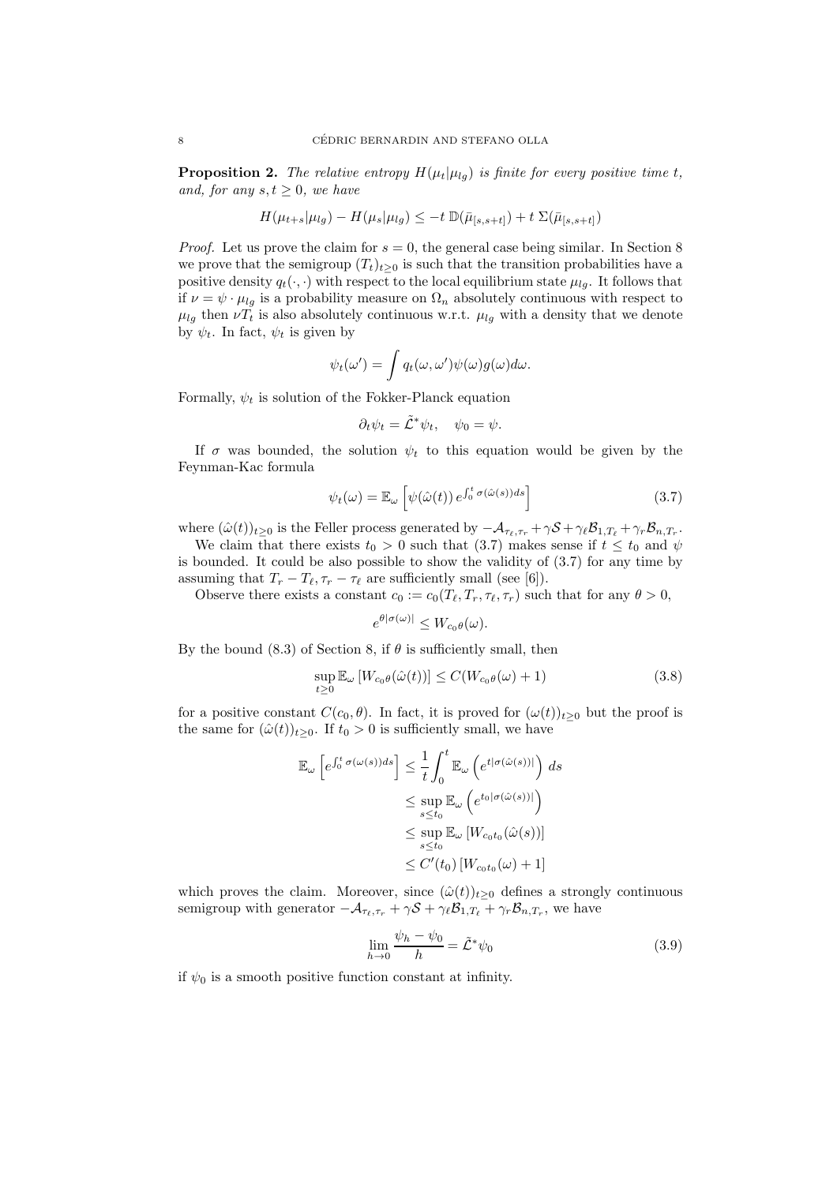**Proposition 2.** *The relative entropy $H(\mu_t|\mu_{lg})$ is finite for every positive time $t$, and, for any $s,t \geq 0$, we have*

$$H(\mu_{t+s}|\mu_{lg}) - H(\mu_s|\mu_{lg}) \leq -t\, \mathbb{D}(\bar{\mu}_{[s,s+t]}) + t\, \Sigma(\bar{\mu}_{[s,s+t]})$$

*Proof.* Let us prove the claim for $s=0$, the general case being similar. In Section 8 we prove that the semigroup $(T_t)_{t\geq 0}$ is such that the transition probabilities have a positive density $q_t(\cdot,\cdot)$ with respect to the local equilibrium state $\mu_{lg}$. It follows that if $\nu = \psi \cdot \mu_{lg}$ is a probability measure on $\Omega_n$ absolutely continuous with respect to $\mu_{lg}$ then $\nu T_t$ is also absolutely continuous w.r.t. $\mu_{lg}$ with a density that we denote by $\psi_t$. In fact, $\psi_t$ is given by

$$\psi_t(\omega') = \int q_t(\omega,\omega')\psi(\omega)g(\omega)d\omega.$$

Formally, $\psi_t$ is solution of the Fokker-Planck equation

$$\partial_t \psi_t = \tilde{\mathcal{L}}^* \psi_t, \quad \psi_0 = \psi.$$

If $\sigma$ was bounded, the solution $\psi_t$ to this equation would be given by the Feynman-Kac formula

$$\psi_t(\omega) = \mathbb{E}_\omega\left[\psi(\hat{\omega}(t))\, e^{\int_0^t \sigma(\hat{\omega}(s))ds}\right] \tag{3.7}$$

where $(\hat{\omega}(t))_{t\geq 0}$ is the Feller process generated by $-\mathcal{A}_{\tau_\ell,\tau_r} + \gamma\mathcal{S} + \gamma_\ell \mathcal{B}_{1,T_\ell} + \gamma_r \mathcal{B}_{n,T_r}$.

We claim that there exists $t_0 > 0$ such that (3.7) makes sense if $t \leq t_0$ and $\psi$ is bounded. It could be also possible to show the validity of (3.7) for any time by assuming that $T_r - T_\ell, \tau_r - \tau_\ell$ are sufficiently small (see [6]).

Observe there exists a constant $c_0 := c_0(T_\ell, T_r, \tau_\ell, \tau_r)$ such that for any $\theta > 0$,

$$e^{\theta|\sigma(\omega)|} \leq W_{c_0\theta}(\omega).$$

By the bound (8.3) of Section 8, if $\theta$ is sufficiently small, then

$$\sup_{t\geq 0} \mathbb{E}_\omega\left[W_{c_0\theta}(\hat{\omega}(t))\right] \leq C(W_{c_0\theta}(\omega) + 1) \tag{3.8}$$

for a positive constant $C(c_0,\theta)$. In fact, it is proved for $(\omega(t))_{t\geq 0}$ but the proof is the same for $(\hat{\omega}(t))_{t\geq 0}$. If $t_0 > 0$ is sufficiently small, we have

$$\begin{aligned}
\mathbb{E}_\omega\left[e^{\int_0^t \sigma(\omega(s))ds}\right] &\leq \frac{1}{t}\int_0^t \mathbb{E}_\omega\left(e^{t|\sigma(\hat{\omega}(s))|}\right) ds \\
&\leq \sup_{s\leq t_0} \mathbb{E}_\omega\left(e^{t_0|\sigma(\hat{\omega}(s))|}\right) \\
&\leq \sup_{s\leq t_0} \mathbb{E}_\omega\left[W_{c_0 t_0}(\hat{\omega}(s))\right] \\
&\leq C'(t_0)\left[W_{c_0 t_0}(\omega) + 1\right]
\end{aligned}$$

which proves the claim. Moreover, since $(\hat{\omega}(t))_{t\geq 0}$ defines a strongly continuous semigroup with generator $-\mathcal{A}_{\tau_\ell,\tau_r} + \gamma\mathcal{S} + \gamma_\ell \mathcal{B}_{1,T_\ell} + \gamma_r \mathcal{B}_{n,T_r}$, we have

$$\lim_{h\to 0} \frac{\psi_h - \psi_0}{h} = \tilde{\mathcal{L}}^* \psi_0 \tag{3.9}$$

if $\psi_0$ is a smooth positive function constant at infinity.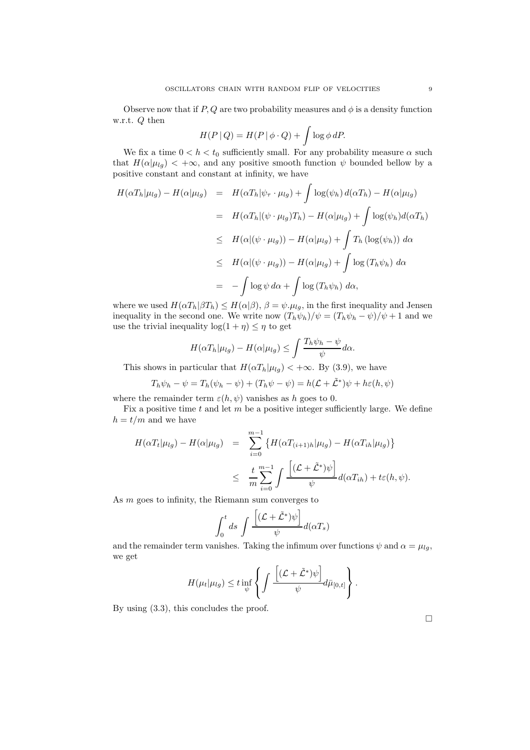Observe now that if $P, Q$ are two probability measures and $\phi$ is a density function w.r.t. $Q$ then

$$H(P \,|\, Q) = H(P \,|\, \phi \cdot Q) + \int \log \phi \, dP.$$

We fix a time $0 < h < t_0$ sufficiently small. For any probability measure $\alpha$ such that $H(\alpha|\mu_{lg}) < +\infty$, and any positive smooth function $\psi$ bounded bellow by a positive constant and constant at infinity, we have

$$\begin{aligned}
H(\alpha T_h|\mu_{lg}) - H(\alpha|\mu_{lg}) &= H(\alpha T_h|\psi_\tau \cdot \mu_{lg}) + \int \log(\psi_h) \, d(\alpha T_h) - H(\alpha|\mu_{lg}) \\
&= H(\alpha T_h|(\psi \cdot \mu_{lg})T_h) - H(\alpha|\mu_{lg}) + \int \log(\psi_h) d(\alpha T_h) \\
&\leq H(\alpha|(\psi \cdot \mu_{lg})) - H(\alpha|\mu_{lg}) + \int T_h \left(\log(\psi_h)\right) \, d\alpha \\
&\leq H(\alpha|(\psi \cdot \mu_{lg})) - H(\alpha|\mu_{lg}) + \int \log \left(T_h \psi_h\right) \, d\alpha \\
&= -\int \log \psi \, d\alpha + \int \log \left(T_h \psi_h\right) \, d\alpha,
\end{aligned}$$

where we used $H(\alpha T_h|\beta T_h) \leq H(\alpha|\beta)$, $\beta = \psi.\mu_{lg}$, in the first inequality and Jensen inequality in the second one. We write now $(T_h\psi_h)/\psi = (T_h\psi_h - \psi)/\psi + 1$ and we use the trivial inequality $\log(1+\eta) \leq \eta$ to get

$$H(\alpha T_h|\mu_{lg}) - H(\alpha|\mu_{lg}) \leq \int \frac{T_h\psi_h - \psi}{\psi} d\alpha.$$

This shows in particular that $H(\alpha T_h|\mu_{lg}) < +\infty$. By (3.9), we have

$$T_h\psi_h - \psi = T_h(\psi_h - \psi) + (T_h\psi - \psi) = h(\mathcal{L} + \tilde{\mathcal{L}}^*)\psi + h\varepsilon(h, \psi)$$

where the remainder term $\varepsilon(h, \psi)$ vanishes as $h$ goes to 0.

Fix a positive time $t$ and let $m$ be a positive integer sufficiently large. We define $h = t/m$ and we have

$$\begin{aligned}
H(\alpha T_t|\mu_{lg}) - H(\alpha|\mu_{lg}) &= \sum_{i=0}^{m-1} \left\{ H(\alpha T_{(i+1)h}|\mu_{lg}) - H(\alpha T_{ih}|\mu_{lg}) \right\} \\
&\leq \frac{t}{m} \sum_{i=0}^{m-1} \int \frac{\left[(\mathcal{L} + \tilde{\mathcal{L}}^*)\psi\right]}{\psi} d(\alpha T_{ih}) + t\varepsilon(h, \psi).
\end{aligned}$$

As $m$ goes to infinity, the Riemann sum converges to

$$\int_0^t ds \int \frac{\left[(\mathcal{L} + \tilde{\mathcal{L}}^*)\psi\right]}{\psi} d(\alpha T_s)$$

and the remainder term vanishes. Taking the infimum over functions $\psi$ and $\alpha = \mu_{lg}$, we get

$$H(\mu_t|\mu_{lg}) \leq t \inf_\psi \left\{ \int \frac{\left[(\mathcal{L} + \tilde{\mathcal{L}}^*)\psi\right]}{\psi} d\bar{\mu}_{[0,t]} \right\}.$$

By using (3.3), this concludes the proof.

□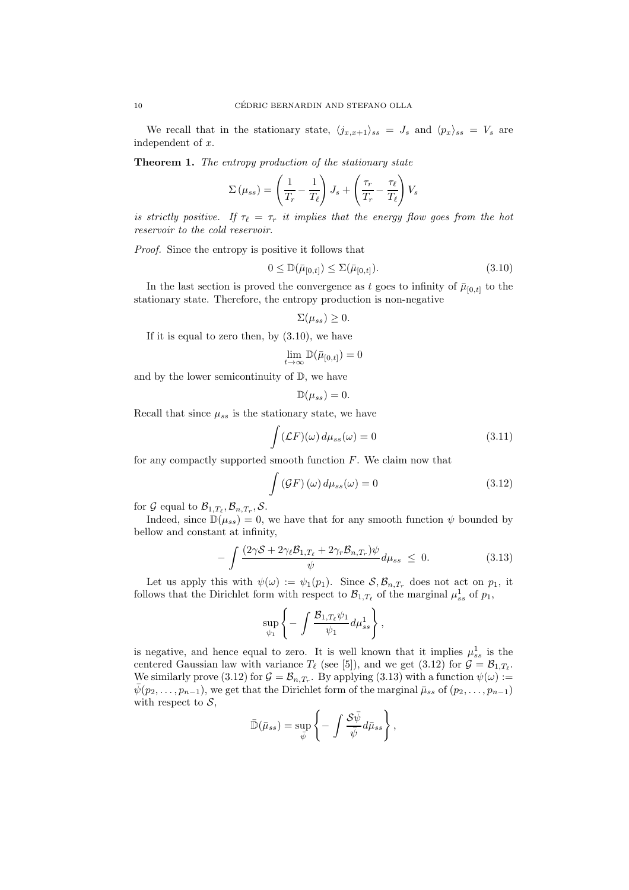We recall that in the stationary state, $\langle j_{x,x+1}\rangle_{ss} = J_s$ and $\langle p_x\rangle_{ss} = V_s$ are independent of $x$.

**Theorem 1.** *The entropy production of the stationary state*

$$\Sigma(\mu_{ss}) = \left(\frac{1}{T_r} - \frac{1}{T_\ell}\right) J_s + \left(\frac{\tau_r}{T_r} - \frac{\tau_\ell}{T_\ell}\right) V_s$$

*is strictly positive. If $\tau_\ell = \tau_r$ it implies that the energy flow goes from the hot reservoir to the cold reservoir.*

*Proof.* Since the entropy is positive it follows that

$$0 \leq \mathbb{D}(\bar{\mu}_{[0,t]}) \leq \Sigma(\bar{\mu}_{[0,t]}). \tag{3.10}$$

In the last section is proved the convergence as $t$ goes to infinity of $\bar{\mu}_{[0,t]}$ to the stationary state. Therefore, the entropy production is non-negative

$$\Sigma(\mu_{ss}) \geq 0.$$

If it is equal to zero then, by (3.10), we have

$$\lim_{t\to\infty} \mathbb{D}(\bar{\mu}_{[0,t]}) = 0$$

and by the lower semicontinuity of $\mathbb{D}$, we have

$$\mathbb{D}(\mu_{ss}) = 0.$$

Recall that since $\mu_{ss}$ is the stationary state, we have

$$\int (\mathcal{L}F)(\omega)\, d\mu_{ss}(\omega) = 0 \tag{3.11}$$

for any compactly supported smooth function $F$. We claim now that

$$\int (\mathcal{G}F)(\omega)\, d\mu_{ss}(\omega) = 0 \tag{3.12}$$

for $\mathcal{G}$ equal to $\mathcal{B}_{1,T_\ell}, \mathcal{B}_{n,T_r}, \mathcal{S}$.

Indeed, since $\mathbb{D}(\mu_{ss}) = 0$, we have that for any smooth function $\psi$ bounded by bellow and constant at infinity,

$$-\int \frac{(2\gamma\mathcal{S} + 2\gamma_\ell \mathcal{B}_{1,T_\ell} + 2\gamma_r \mathcal{B}_{n,T_r})\psi}{\psi} d\mu_{ss} \;\leq\; 0. \tag{3.13}$$

Let us apply this with $\psi(\omega) := \psi_1(p_1)$. Since $\mathcal{S}, \mathcal{B}_{n,T_r}$ does not act on $p_1$, it follows that the Dirichlet form with respect to $\mathcal{B}_{1,T_\ell}$ of the marginal $\mu^1_{ss}$ of $p_1$,

$$\sup_{\psi_1}\left\{ -\int \frac{\mathcal{B}_{1,T_\ell}\psi_1}{\psi_1} d\mu^1_{ss}\right\},$$

is negative, and hence equal to zero. It is well known that it implies $\mu^1_{ss}$ is the centered Gaussian law with variance $T_\ell$ (see [5]), and we get (3.12) for $\mathcal{G} = \mathcal{B}_{1,T_\ell}$. We similarly prove (3.12) for $\mathcal{G} = \mathcal{B}_{n,T_r}$. By applying (3.13) with a function $\psi(\omega) := \bar{\psi}(p_2,\dots,p_{n-1})$, we get that the Dirichlet form of the marginal $\bar{\mu}_{ss}$ of $(p_2,\dots,p_{n-1})$ with respect to $\mathcal{S}$,

$$\bar{\mathbb{D}}(\bar{\mu}_{ss}) = \sup_{\bar{\psi}}\left\{ -\int \frac{\mathcal{S}\bar{\psi}}{\bar{\psi}} d\bar{\mu}_{ss}\right\},$$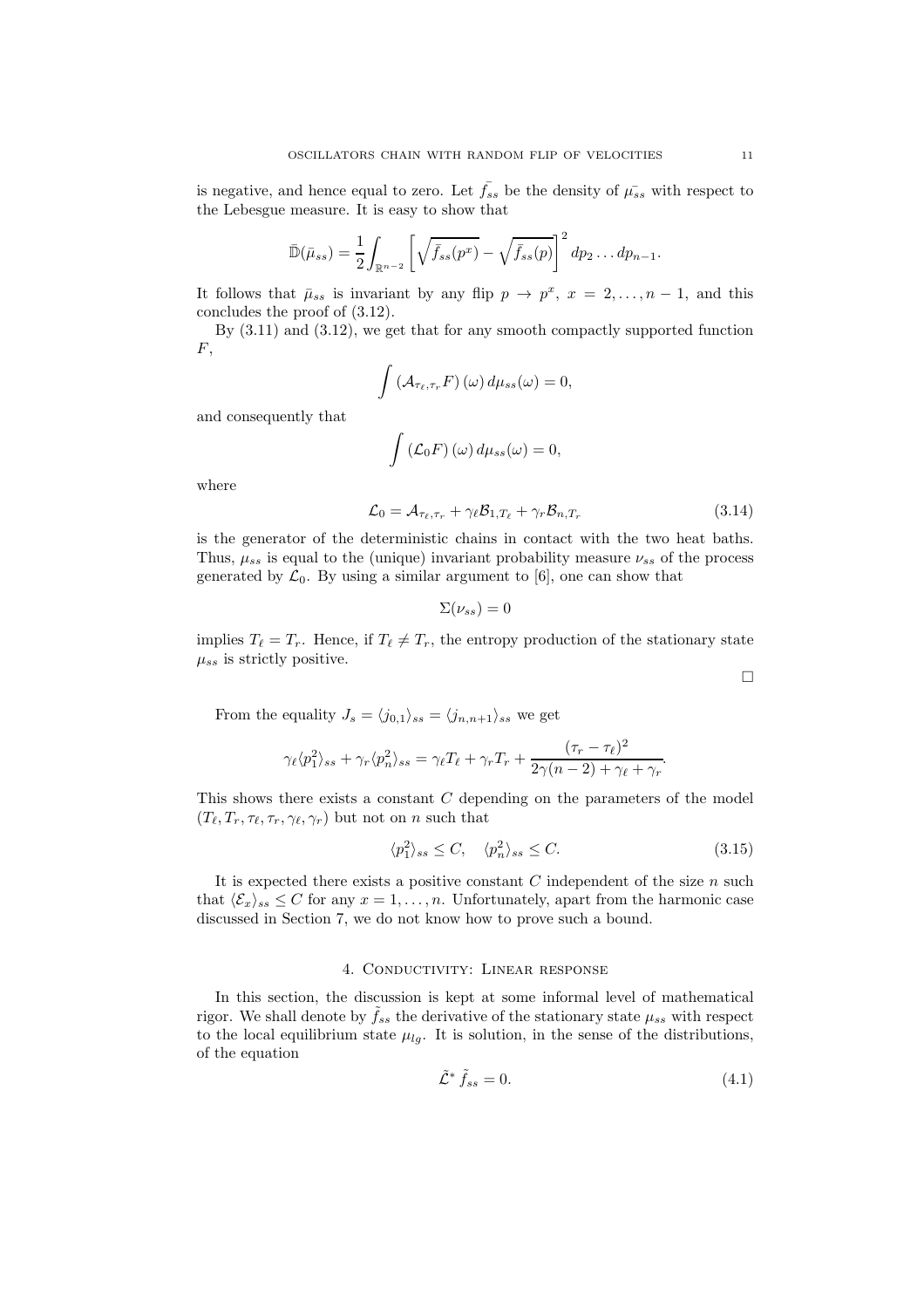is negative, and hence equal to zero. Let $\bar{f_{ss}}$ be the density of $\bar{\mu_{ss}}$ with respect to the Lebesgue measure. It is easy to show that

$$\bar{\mathbb{D}}(\bar{\mu}_{ss}) = \frac{1}{2}\int_{\mathbb{R}^{n-2}} \left[ \sqrt{\bar{f}_{ss}(p^x)} - \sqrt{\bar{f}_{ss}(p)} \right]^2 dp_2 \dots dp_{n-1}.$$

It follows that $\bar{\mu}_{ss}$ is invariant by any flip $p \to p^x$, $x = 2, \dots, n-1$, and this concludes the proof of (3.12).

By (3.11) and (3.12), we get that for any smooth compactly supported function $F$,

$$\int \left(\mathcal{A}_{\tau_\ell, \tau_r} F\right)(\omega)\, d\mu_{ss}(\omega) = 0,$$

and consequently that

$$\int \left(\mathcal{L}_0 F\right)(\omega)\, d\mu_{ss}(\omega) = 0,$$

where

$$\mathcal{L}_0 = \mathcal{A}_{\tau_\ell, \tau_r} + \gamma_\ell \mathcal{B}_{1, T_\ell} + \gamma_r \mathcal{B}_{n, T_r} \tag{3.14}$$

is the generator of the deterministic chains in contact with the two heat baths. Thus, $\mu_{ss}$ is equal to the (unique) invariant probability measure $\nu_{ss}$ of the process generated by $\mathcal{L}_0$. By using a similar argument to [6], one can show that

$$\Sigma(\nu_{ss}) = 0$$

implies $T_\ell = T_r$. Hence, if $T_\ell \neq T_r$, the entropy production of the stationary state $\mu_{ss}$ is strictly positive.

□

From the equality $J_s = \langle j_{0,1} \rangle_{ss} = \langle j_{n,n+1} \rangle_{ss}$ we get

$$\gamma_\ell \langle p_1^2 \rangle_{ss} + \gamma_r \langle p_n^2 \rangle_{ss} = \gamma_\ell T_\ell + \gamma_r T_r + \frac{(\tau_r - \tau_\ell)^2}{2\gamma(n-2) + \gamma_\ell + \gamma_r}.$$

This shows there exists a constant $C$ depending on the parameters of the model $(T_\ell, T_r, \tau_\ell, \tau_r, \gamma_\ell, \gamma_r)$ but not on $n$ such that

$$\langle p_1^2 \rangle_{ss} \leq C, \quad \langle p_n^2 \rangle_{ss} \leq C. \tag{3.15}$$

It is expected there exists a positive constant $C$ independent of the size $n$ such that $\langle \mathcal{E}_x \rangle_{ss} \leq C$ for any $x = 1, \dots, n$. Unfortunately, apart from the harmonic case discussed in Section 7, we do not know how to prove such a bound.

## 4. Conductivity: Linear response

In this section, the discussion is kept at some informal level of mathematical rigor. We shall denote by $\tilde{f}_{ss}$ the derivative of the stationary state $\mu_{ss}$ with respect to the local equilibrium state $\mu_{lg}$. It is solution, in the sense of the distributions, of the equation

$$\tilde{\mathcal{L}}^* \, \tilde{f}_{ss} = 0. \tag{4.1}$$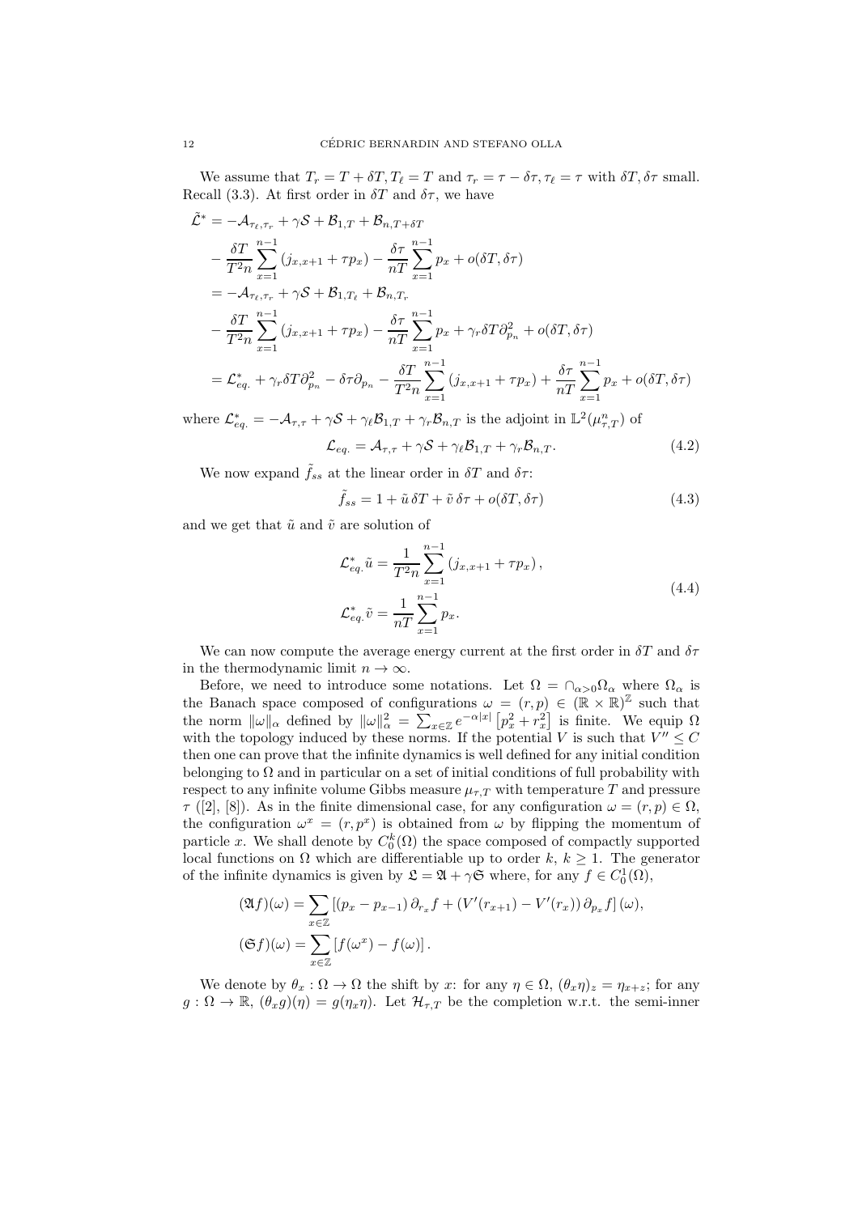We assume that $T_r = T + \delta T, T_\ell = T$ and $\tau_r = \tau - \delta\tau, \tau_\ell = \tau$ with $\delta T, \delta\tau$ small. Recall (3.3). At first order in $\delta T$ and $\delta\tau$, we have

$$
\begin{aligned}
\tilde{\mathcal{L}}^* &= -\mathcal{A}_{\tau_\ell,\tau_r} + \gamma\mathcal{S} + \mathcal{B}_{1,T} + \mathcal{B}_{n,T+\delta T} \\
&\quad - \frac{\delta T}{T^2 n}\sum_{x=1}^{n-1}(j_{x,x+1} + \tau p_x) - \frac{\delta\tau}{nT}\sum_{x=1}^{n-1} p_x + o(\delta T, \delta\tau) \\
&= -\mathcal{A}_{\tau_\ell,\tau_r} + \gamma\mathcal{S} + \mathcal{B}_{1,T_\ell} + \mathcal{B}_{n,T_r} \\
&\quad - \frac{\delta T}{T^2 n}\sum_{x=1}^{n-1}(j_{x,x+1} + \tau p_x) - \frac{\delta\tau}{nT}\sum_{x=1}^{n-1} p_x + \gamma_r \delta T \partial_{p_n}^2 + o(\delta T, \delta\tau) \\
&= \mathcal{L}_{eq.}^* + \gamma_r\delta T\partial_{p_n}^2 - \delta\tau\partial_{p_n} - \frac{\delta T}{T^2 n}\sum_{x=1}^{n-1}(j_{x,x+1} + \tau p_x) + \frac{\delta\tau}{nT}\sum_{x=1}^{n-1} p_x + o(\delta T, \delta\tau)
\end{aligned}
$$

where $\mathcal{L}_{eq.}^* = -\mathcal{A}_{\tau,\tau} + \gamma\mathcal{S} + \gamma_\ell\mathcal{B}_{1,T} + \gamma_r\mathcal{B}_{n,T}$ is the adjoint in $\mathbb{L}^2(\mu_{\tau,T}^n)$ of

$$
\mathcal{L}_{eq.} = \mathcal{A}_{\tau,\tau} + \gamma\mathcal{S} + \gamma_\ell\mathcal{B}_{1,T} + \gamma_r\mathcal{B}_{n,T}. \tag{4.2}
$$

We now expand $\tilde{f}_{ss}$ at the linear order in $\delta T$ and $\delta\tau$:

$$
\tilde{f}_{ss} = 1 + \tilde{u}\,\delta T + \tilde{v}\,\delta\tau + o(\delta T, \delta\tau) \tag{4.3}
$$

and we get that $\tilde{u}$ and $\tilde{v}$ are solution of

$$
\begin{aligned}
\mathcal{L}_{eq.}^*\tilde{u} &= \frac{1}{T^2 n}\sum_{x=1}^{n-1}(j_{x,x+1} + \tau p_x), \\
\mathcal{L}_{eq.}^*\tilde{v} &= \frac{1}{nT}\sum_{x=1}^{n-1} p_x.
\end{aligned} \tag{4.4}
$$

We can now compute the average energy current at the first order in $\delta T$ and $\delta\tau$ in the thermodynamic limit $n \to \infty$.

Before, we need to introduce some notations. Let $\Omega = \cap_{\alpha>0}\Omega_\alpha$ where $\Omega_\alpha$ is the Banach space composed of configurations $\omega = (r,p) \in (\mathbb{R}\times\mathbb{R})^{\mathbb{Z}}$ such that the norm $\|\omega\|_\alpha$ defined by $\|\omega\|_\alpha^2 = \sum_{x\in\mathbb{Z}} e^{-\alpha|x|}\left[p_x^2 + r_x^2\right]$ is finite. We equip $\Omega$ with the topology induced by these norms. If the potential $V$ is such that $V'' \le C$ then one can prove that the infinite dynamics is well defined for any initial condition belonging to $\Omega$ and in particular on a set of initial conditions of full probability with respect to any infinite volume Gibbs measure $\mu_{\tau,T}$ with temperature $T$ and pressure $\tau$ ([2], [8]). As in the finite dimensional case, for any configuration $\omega = (r,p) \in \Omega$, the configuration $\omega^x = (r, p^x)$ is obtained from $\omega$ by flipping the momentum of particle $x$. We shall denote by $C_0^k(\Omega)$ the space composed of compactly supported local functions on $\Omega$ which are differentiable up to order $k$, $k \ge 1$. The generator of the infinite dynamics is given by $\mathfrak{L} = \mathfrak{A} + \gamma\mathfrak{S}$ where, for any $f \in C_0^1(\Omega)$,

$$
\begin{aligned}
(\mathfrak{A}f)(\omega) &= \sum_{x\in\mathbb{Z}}\left[(p_x - p_{x-1})\,\partial_{r_x} f + (V'(r_{x+1}) - V'(r_x))\,\partial_{p_x} f\right](\omega), \\
(\mathfrak{S}f)(\omega) &= \sum_{x\in\mathbb{Z}}\left[f(\omega^x) - f(\omega)\right].
\end{aligned}
$$

We denote by $\theta_x : \Omega \to \Omega$ the shift by $x$: for any $\eta \in \Omega$, $(\theta_x\eta)_z = \eta_{x+z}$; for any $g : \Omega \to \mathbb{R}$, $(\theta_x g)(\eta) = g(\eta_x\eta)$. Let $\mathcal{H}_{\tau,T}$ be the completion w.r.t. the semi-inner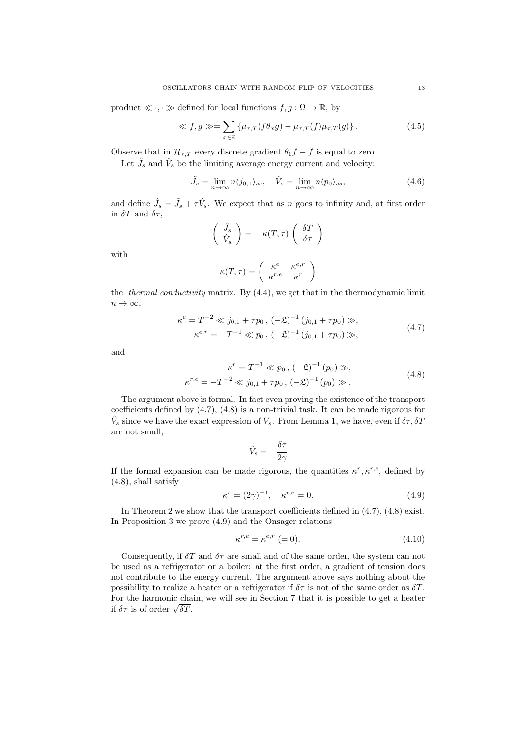product $\ll \cdot, \cdot \gg$ defined for local functions $f, g : \Omega \to \mathbb{R}$, by

$$\ll f, g \gg = \sum_{x \in \mathbb{Z}} \{ \mu_{\tau,T}(f \theta_x g) - \mu_{\tau,T}(f) \mu_{\tau,T}(g) \} . \tag{4.5}$$

Observe that in $\mathcal{H}_{\tau,T}$ every discrete gradient $\theta_1 f - f$ is equal to zero.

Let $\hat{J}_s$ and $\hat{V}_s$ be the limiting average energy current and velocity:

$$\tilde{J}_s = \lim_{n \to \infty} n \langle j_{0,1} \rangle_{ss}, \quad \hat{V}_s = \lim_{n \to \infty} n \langle p_0 \rangle_{ss}, \tag{4.6}$$

and define $\hat{J}_s = \tilde{J}_s + \tau \hat{V}_s$. We expect that as $n$ goes to infinity and, at first order in $\delta T$ and $\delta \tau$,

$$\begin{pmatrix} \hat{J}_s \\ \hat{V}_s \end{pmatrix} = -\, \kappa(T, \tau) \begin{pmatrix} \delta T \\ \delta \tau \end{pmatrix}$$

with

$$\kappa(T, \tau) = \begin{pmatrix} \kappa^e & \kappa^{e,r} \\ \kappa^{r,e} & \kappa^r \end{pmatrix}$$

the *thermal conductivity* matrix. By (4.4), we get that in the thermodynamic limit $n \to \infty$,

$$\begin{aligned} \kappa^e &= T^{-2} \ll j_{0,1} + \tau p_0 \, , \, (-\mathfrak{L})^{-1} (j_{0,1} + \tau p_0) \gg, \\ \kappa^{e,r} &= -T^{-1} \ll p_0 \, , \, (-\mathfrak{L})^{-1} (j_{0,1} + \tau p_0) \gg, \end{aligned} \tag{4.7}$$

and

$$\begin{aligned} \kappa^r &= T^{-1} \ll p_0 \, , \, (-\mathfrak{L})^{-1} (p_0) \gg, \\ \kappa^{r,e} &= -T^{-2} \ll j_{0,1} + \tau p_0 \, , \, (-\mathfrak{L})^{-1} (p_0) \gg . \end{aligned} \tag{4.8}$$

The argument above is formal. In fact even proving the existence of the transport coefficients defined by (4.7), (4.8) is a non-trivial task. It can be made rigorous for $\hat{V}_s$ since we have the exact expression of $V_s$. From Lemma 1, we have, even if $\delta \tau, \delta T$ are not small,

$$\hat{V}_s = -\frac{\delta \tau}{2\gamma}$$

If the formal expansion can be made rigorous, the quantities $\kappa^r, \kappa^{r,e}$, defined by (4.8), shall satisfy

$$\kappa^r = (2\gamma)^{-1}, \quad \kappa^{r,e} = 0. \tag{4.9}$$

In Theorem 2 we show that the transport coefficients defined in (4.7), (4.8) exist. In Proposition 3 we prove (4.9) and the Onsager relations

$$\kappa^{r,e} = \kappa^{e,r} \; (= 0). \tag{4.10}$$

Consequently, if $\delta T$ and $\delta \tau$ are small and of the same order, the system can not be used as a refrigerator or a boiler: at the first order, a gradient of tension does not contribute to the energy current. The argument above says nothing about the possibility to realize a heater or a refrigerator if $\delta \tau$ is not of the same order as $\delta T$. For the harmonic chain, we will see in Section 7 that it is possible to get a heater if $\delta \tau$ is of order $\sqrt{\delta T}$.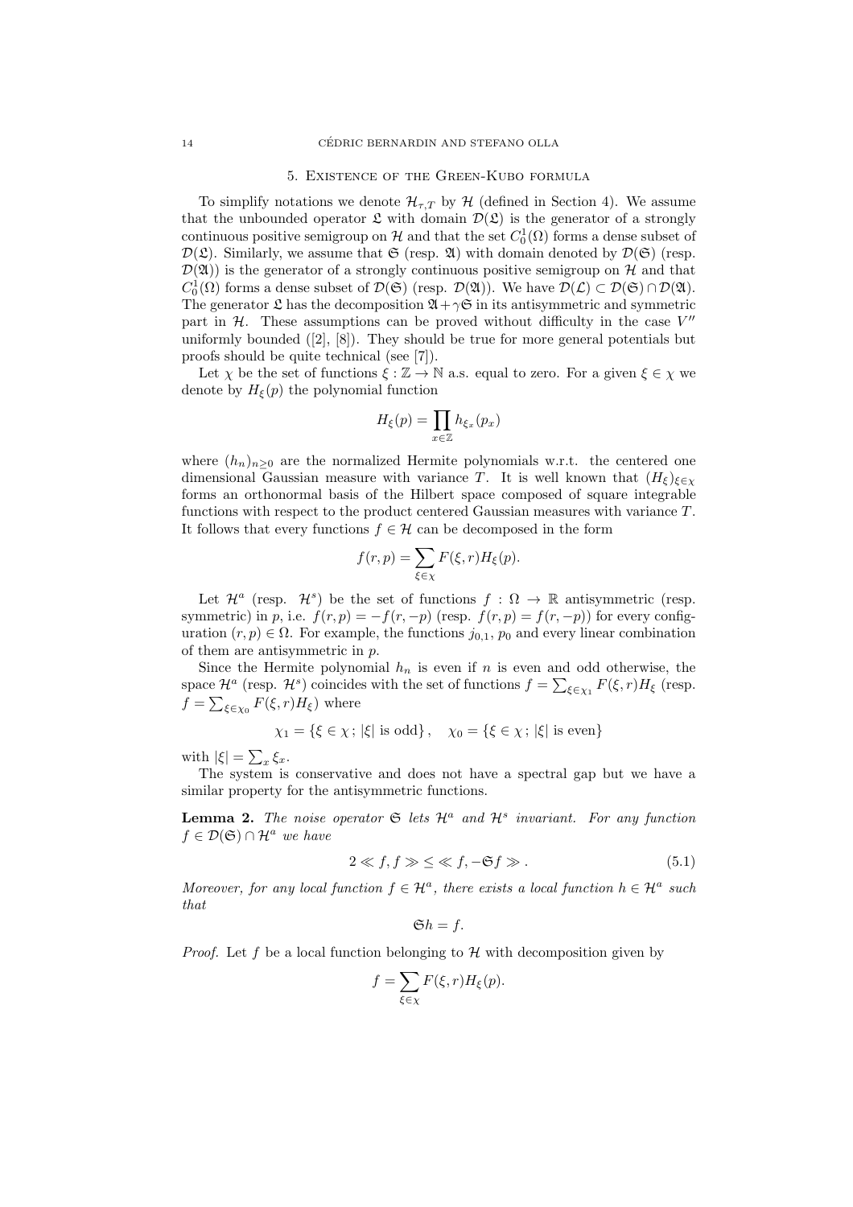## 5. Existence of the Green-Kubo formula

To simplify notations we denote $\mathcal{H}_{\tau,T}$ by $\mathcal{H}$ (defined in Section 4). We assume that the unbounded operator $\mathfrak{L}$ with domain $\mathcal{D}(\mathfrak{L})$ is the generator of a strongly continuous positive semigroup on $\mathcal{H}$ and that the set $C_0^1(\Omega)$ forms a dense subset of $\mathcal{D}(\mathfrak{L})$. Similarly, we assume that $\mathfrak{S}$ (resp. $\mathfrak{A}$) with domain denoted by $\mathcal{D}(\mathfrak{S})$ (resp. $\mathcal{D}(\mathfrak{A})$) is the generator of a strongly continuous positive semigroup on $\mathcal{H}$ and that $C_0^1(\Omega)$ forms a dense subset of $\mathcal{D}(\mathfrak{S})$ (resp. $\mathcal{D}(\mathfrak{A})$). We have $\mathcal{D}(\mathcal{L}) \subset \mathcal{D}(\mathfrak{S}) \cap \mathcal{D}(\mathfrak{A})$. The generator $\mathfrak{L}$ has the decomposition $\mathfrak{A} + \gamma\mathfrak{S}$ in its antisymmetric and symmetric part in $\mathcal{H}$. These assumptions can be proved without difficulty in the case $V''$ uniformly bounded ([2], [8]). They should be true for more general potentials but proofs should be quite technical (see [7]).

Let $\chi$ be the set of functions $\xi : \mathbb{Z} \to \mathbb{N}$ a.s. equal to zero. For a given $\xi \in \chi$ we denote by $H_\xi(p)$ the polynomial function

$$H_\xi(p) = \prod_{x \in \mathbb{Z}} h_{\xi_x}(p_x)$$

where $(h_n)_{n \geq 0}$ are the normalized Hermite polynomials w.r.t. the centered one dimensional Gaussian measure with variance $T$. It is well known that $(H_\xi)_{\xi \in \chi}$ forms an orthonormal basis of the Hilbert space composed of square integrable functions with respect to the product centered Gaussian measures with variance $T$. It follows that every functions $f \in \mathcal{H}$ can be decomposed in the form

$$f(r,p) = \sum_{\xi \in \chi} F(\xi, r) H_\xi(p).$$

Let $\mathcal{H}^a$ (resp. $\mathcal{H}^s$) be the set of functions $f : \Omega \to \mathbb{R}$ antisymmetric (resp. symmetric) in $p$, i.e. $f(r,p) = -f(r,-p)$ (resp. $f(r,p) = f(r,-p)$) for every configuration $(r,p) \in \Omega$. For example, the functions $j_{0,1}$, $p_0$ and every linear combination of them are antisymmetric in $p$.

Since the Hermite polynomial $h_n$ is even if $n$ is even and odd otherwise, the space $\mathcal{H}^a$ (resp. $\mathcal{H}^s$) coincides with the set of functions $f = \sum_{\xi \in \chi_1} F(\xi, r) H_\xi$ (resp. $f = \sum_{\xi \in \chi_0} F(\xi, r) H_\xi$) where

$$\chi_1 = \{\xi \in \chi \,;\, |\xi| \text{ is odd}\}, \quad \chi_0 = \{\xi \in \chi \,;\, |\xi| \text{ is even}\}$$

with $|\xi| = \sum_x \xi_x$.

The system is conservative and does not have a spectral gap but we have a similar property for the antisymmetric functions.

**Lemma 2.** *The noise operator $\mathfrak{S}$ lets $\mathcal{H}^a$ and $\mathcal{H}^s$ invariant. For any function $f \in \mathcal{D}(\mathfrak{S}) \cap \mathcal{H}^a$ we have*

$$2 \ll f, f \gg \leq \ll f, -\mathfrak{S} f \gg . \tag{5.1}$$

*Moreover, for any local function $f \in \mathcal{H}^a$, there exists a local function $h \in \mathcal{H}^a$ such that*

$$\mathfrak{S} h = f.$$

*Proof.* Let $f$ be a local function belonging to $\mathcal{H}$ with decomposition given by

$$f = \sum_{\xi \in \chi} F(\xi, r) H_\xi(p).$$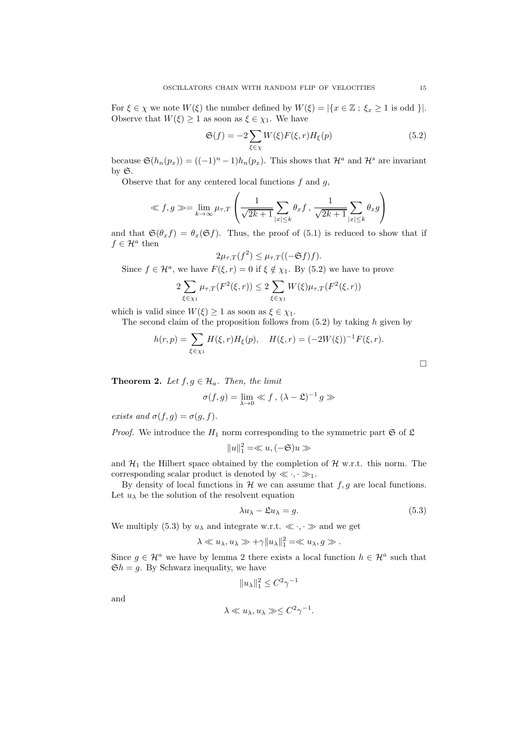For $\xi \in \chi$ we note $W(\xi)$ the number defined by $W(\xi) = |\{x \in \mathbb{Z} \; ; \; \xi_x \geq 1 \text{ is odd }\}|$. Observe that $W(\xi) \geq 1$ as soon as $\xi \in \chi_1$. We have

$$\mathfrak{S}(f) = -2 \sum_{\xi \in \chi} W(\xi) F(\xi, r) H_\xi(p) \tag{5.2}$$

because $\mathfrak{S}(h_n(p_x)) = ((-1)^n - 1) h_n(p_x)$. This shows that $\mathcal{H}^a$ and $\mathcal{H}^s$ are invariant by $\mathfrak{S}$.

Observe that for any centered local functions $f$ and $g$,

$$\ll f, g \gg = \lim_{k \to \infty} \mu_{\tau,T} \left( \frac{1}{\sqrt{2k+1}} \sum_{|x| \leq k} \theta_x f \, , \, \frac{1}{\sqrt{2k+1}} \sum_{|x| \leq k} \theta_x g \right)$$

and that $\mathfrak{S}(\theta_x f) = \theta_x(\mathfrak{S} f)$. Thus, the proof of (5.1) is reduced to show that if $f \in \mathcal{H}^a$ then

$$2 \mu_{\tau,T}(f^2) \leq \mu_{\tau,T}((-\mathfrak{S} f) f).$$

Since $f \in \mathcal{H}^a$, we have $F(\xi, r) = 0$ if $\xi \notin \chi_1$. By (5.2) we have to prove

$$2 \sum_{\xi \in \chi_1} \mu_{\tau,T}(F^2(\xi, r)) \leq 2 \sum_{\xi \in \chi_1} W(\xi) \mu_{\tau,T}(F^2(\xi, r))$$

which is valid since $W(\xi) \geq 1$ as soon as $\xi \in \chi_1$.

The second claim of the proposition follows from (5.2) by taking $h$ given by

$$h(r,p) = \sum_{\xi \in \chi_1} H(\xi, r) H_\xi(p), \quad H(\xi, r) = (-2W(\xi))^{-1} F(\xi, r).$$

□

**Theorem 2.** *Let $f, g \in \mathcal{H}_a$. Then, the limit*

$$\sigma(f,g) = \lim_{\lambda \to 0} \ll f \, , \, (\lambda - \mathfrak{L})^{-1} \, g \gg$$

*exists and $\sigma(f,g) = \sigma(g,f)$.*

*Proof.* We introduce the $H_1$ norm corresponding to the symmetric part $\mathfrak{S}$ of $\mathfrak{L}$

$$\|u\|_1^2 = \ll u, (-\mathfrak{S}) u \gg$$

and $\mathcal{H}_1$ the Hilbert space obtained by the completion of $\mathcal{H}$ w.r.t. this norm. The corresponding scalar product is denoted by $\ll \cdot, \cdot \gg_1$.

By density of local functions in $\mathcal{H}$ we can assume that $f, g$ are local functions. Let $u_\lambda$ be the solution of the resolvent equation

$$\lambda u_\lambda - \mathfrak{L} u_\lambda = g. \tag{5.3}$$

We multiply (5.3) by $u_\lambda$ and integrate w.r.t. $\ll \cdot, \cdot \gg$ and we get

$$\lambda \ll u_\lambda, u_\lambda \gg + \gamma \|u_\lambda\|_1^2 = \ll u_\lambda, g \gg .$$

Since $g \in \mathcal{H}^a$ we have by lemma 2 there exists a local function $h \in \mathcal{H}^a$ such that $\mathfrak{S} h = g$. By Schwarz inequality, we have

$$\|u_\lambda\|_1^2 \leq C^2 \gamma^{-1}$$

and

$$\lambda \ll u_\lambda, u_\lambda \gg \leq C^2 \gamma^{-1}.$$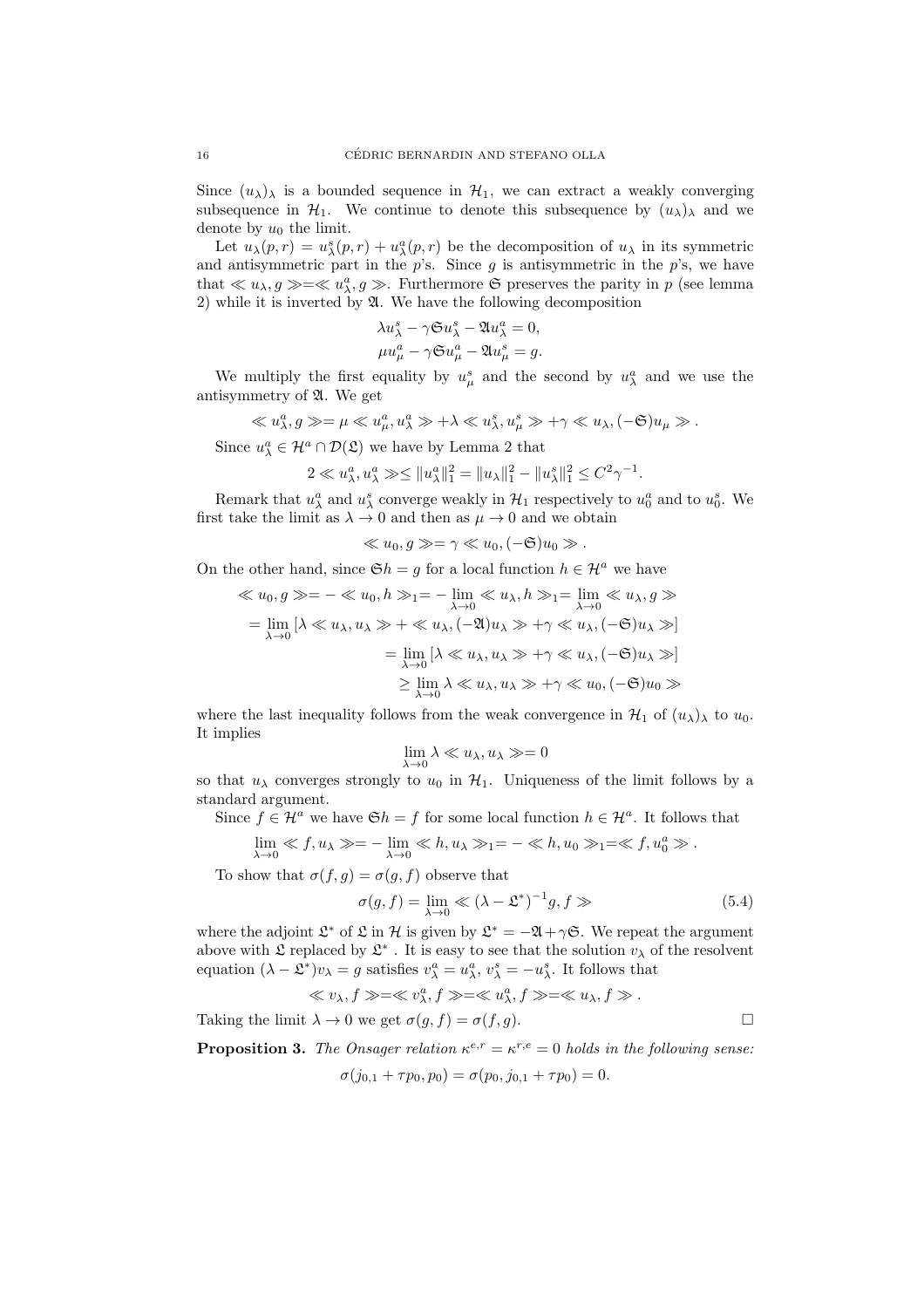Since $(u_\lambda)_\lambda$ is a bounded sequence in $\mathcal{H}_1$, we can extract a weakly converging subsequence in $\mathcal{H}_1$. We continue to denote this subsequence by $(u_\lambda)_\lambda$ and we denote by $u_0$ the limit.

Let $u_\lambda(p,r) = u_\lambda^s(p,r) + u_\lambda^a(p,r)$ be the decomposition of $u_\lambda$ in its symmetric and antisymmetric part in the $p$'s. Since $g$ is antisymmetric in the $p$'s, we have that $\ll u_\lambda, g \gg = \ll u_\lambda^a, g \gg$. Furthermore $\mathfrak{S}$ preserves the parity in $p$ (see lemma 2) while it is inverted by $\mathfrak{A}$. We have the following decomposition

$$
\lambda u_\lambda^s - \gamma \mathfrak{S} u_\lambda^s - \mathfrak{A} u_\lambda^a = 0,
$$
$$
\mu u_\mu^a - \gamma \mathfrak{S} u_\mu^a - \mathfrak{A} u_\mu^s = g.
$$

We multiply the first equality by $u_\mu^s$ and the second by $u_\lambda^a$ and we use the antisymmetry of $\mathfrak{A}$. We get

$$
\ll u_\lambda^a, g \gg = \mu \ll u_\mu^a, u_\lambda^a \gg + \lambda \ll u_\lambda^s, u_\mu^s \gg + \gamma \ll u_\lambda, (-\mathfrak{S}) u_\mu \gg .
$$

Since $u_\lambda^a \in \mathcal{H}^a \cap \mathcal{D}(\mathfrak{L})$ we have by Lemma 2 that

$$
2 \ll u_\lambda^a, u_\lambda^a \gg \leq \| u_\lambda^a \|_1^2 = \| u_\lambda \|_1^2 - \| u_\lambda^s \|_1^2 \leq C^2 \gamma^{-1}.
$$

Remark that $u_\lambda^a$ and $u_\lambda^s$ converge weakly in $\mathcal{H}_1$ respectively to $u_0^a$ and to $u_0^s$. We first take the limit as $\lambda \to 0$ and then as $\mu \to 0$ and we obtain

$$
\ll u_0, g \gg = \gamma \ll u_0, (-\mathfrak{S}) u_0 \gg .
$$

On the other hand, since $\mathfrak{S} h = g$ for a local function $h \in \mathcal{H}^a$ we have

$$
\begin{aligned}
\ll u_0, g \gg &= - \ll u_0, h \gg_1 = - \lim_{\lambda \to 0} \ll u_\lambda, h \gg_1 = \lim_{\lambda \to 0} \ll u_\lambda, g \gg \\
&= \lim_{\lambda \to 0} \left[ \lambda \ll u_\lambda, u_\lambda \gg + \ll u_\lambda, (-\mathfrak{A}) u_\lambda \gg + \gamma \ll u_\lambda, (-\mathfrak{S}) u_\lambda \gg \right] \\
&= \lim_{\lambda \to 0} \left[ \lambda \ll u_\lambda, u_\lambda \gg + \gamma \ll u_\lambda, (-\mathfrak{S}) u_\lambda \gg \right] \\
&\geq \lim_{\lambda \to 0} \lambda \ll u_\lambda, u_\lambda \gg + \gamma \ll u_0, (-\mathfrak{S}) u_0 \gg
\end{aligned}
$$

where the last inequality follows from the weak convergence in $\mathcal{H}_1$ of $(u_\lambda)_\lambda$ to $u_0$. It implies

$$
\lim_{\lambda \to 0} \lambda \ll u_\lambda, u_\lambda \gg = 0
$$

so that $u_\lambda$ converges strongly to $u_0$ in $\mathcal{H}_1$. Uniqueness of the limit follows by a standard argument.

Since $f \in \mathcal{H}^a$ we have $\mathfrak{S} h = f$ for some local function $h \in \mathcal{H}^a$. It follows that

$$
\lim_{\lambda \to 0} \ll f, u_\lambda \gg = - \lim_{\lambda \to 0} \ll h, u_\lambda \gg_1 = - \ll h, u_0 \gg_1 = \ll f, u_0^a \gg .
$$

To show that $\sigma(f,g) = \sigma(g,f)$ observe that

$$
\sigma(g,f) = \lim_{\lambda \to 0} \ll (\lambda - \mathfrak{L}^*)^{-1} g, f \gg \tag{5.4}
$$

where the adjoint $\mathfrak{L}^*$ of $\mathfrak{L}$ in $\mathcal{H}$ is given by $\mathfrak{L}^* = -\mathfrak{A} + \gamma \mathfrak{S}$. We repeat the argument above with $\mathfrak{L}$ replaced by $\mathfrak{L}^*$ . It is easy to see that the solution $v_\lambda$ of the resolvent equation $(\lambda - \mathfrak{L}^*) v_\lambda = g$ satisfies $v_\lambda^a = u_\lambda^a$, $v_\lambda^s = -u_\lambda^s$. It follows that

$$
\ll v_\lambda, f \gg = \ll v_\lambda^a, f \gg = \ll u_\lambda^a, f \gg = \ll u_\lambda, f \gg .
$$

Taking the limit $\lambda \to 0$ we get $\sigma(g,f) = \sigma(f,g)$. $\square$

**Proposition 3.** *The Onsager relation $\kappa^{e,r} = \kappa^{r,e} = 0$ holds in the following sense:*

$$
\sigma(j_{0,1} + \tau p_0, p_0) = \sigma(p_0, j_{0,1} + \tau p_0) = 0.
$$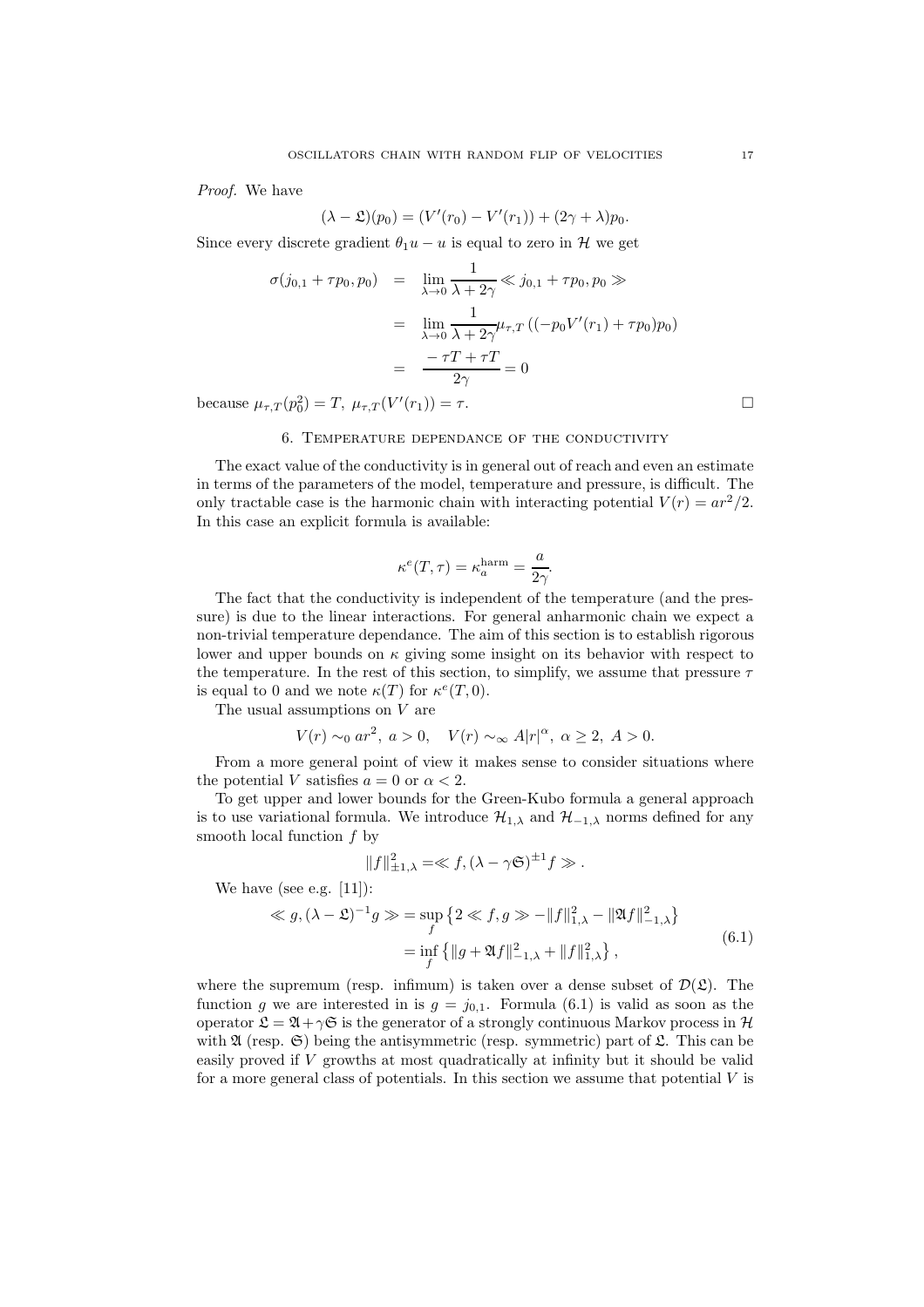*Proof.* We have

$$(\lambda - \mathfrak{L})(p_0) = (V'(r_0) - V'(r_1)) + (2\gamma + \lambda)p_0.$$

Since every discrete gradient $\theta_1 u - u$ is equal to zero in $\mathcal{H}$ we get

$$\begin{aligned}
\sigma(j_{0,1} + \tau p_0, p_0) &= \lim_{\lambda \to 0} \frac{1}{\lambda + 2\gamma} \ll j_{0,1} + \tau p_0, p_0 \gg \\
&= \lim_{\lambda \to 0} \frac{1}{\lambda + 2\gamma} \mu_{\tau,T}\left((-p_0 V'(r_1) + \tau p_0)p_0\right) \\
&= \frac{-\tau T + \tau T}{2\gamma} = 0
\end{aligned}$$

because $\mu_{\tau,T}(p_0^2) = T,\ \mu_{\tau,T}(V'(r_1)) = \tau$. □

## 6. Temperature dependance of the conductivity

The exact value of the conductivity is in general out of reach and even an estimate in terms of the parameters of the model, temperature and pressure, is difficult. The only tractable case is the harmonic chain with interacting potential $V(r) = ar^2/2$. In this case an explicit formula is available:

$$\kappa^e(T, \tau) = \kappa_a^{\text{harm}} = \frac{a}{2\gamma}.$$

The fact that the conductivity is independent of the temperature (and the pressure) is due to the linear interactions. For general anharmonic chain we expect a non-trivial temperature dependance. The aim of this section is to establish rigorous lower and upper bounds on $\kappa$ giving some insight on its behavior with respect to the temperature. In the rest of this section, to simplify, we assume that pressure $\tau$ is equal to 0 and we note $\kappa(T)$ for $\kappa^e(T, 0)$.

The usual assumptions on $V$ are

$$V(r) \sim_0 ar^2,\ a > 0, \quad V(r) \sim_\infty A|r|^\alpha,\ \alpha \geq 2,\ A > 0.$$

From a more general point of view it makes sense to consider situations where the potential $V$ satisfies $a = 0$ or $\alpha < 2$.

To get upper and lower bounds for the Green-Kubo formula a general approach is to use variational formula. We introduce $\mathcal{H}_{1,\lambda}$ and $\mathcal{H}_{-1,\lambda}$ norms defined for any smooth local function $f$ by

$$\|f\|_{\pm 1,\lambda}^2 = \ll f, (\lambda - \gamma\mathfrak{S})^{\pm 1} f \gg .$$

We have (see e.g. [11]):

$$\begin{aligned}
\ll g, (\lambda - \mathfrak{L})^{-1} g \gg &= \sup_f \left\{ 2 \ll f, g \gg - \|f\|_{1,\lambda}^2 - \|\mathfrak{A} f\|_{-1,\lambda}^2 \right\} \\
&= \inf_f \left\{ \|g + \mathfrak{A} f\|_{-1,\lambda}^2 + \|f\|_{1,\lambda}^2 \right\},
\end{aligned} \tag{6.1}$$

where the supremum (resp. infimum) is taken over a dense subset of $\mathcal{D}(\mathfrak{L})$. The function $g$ we are interested in is $g = j_{0,1}$. Formula (6.1) is valid as soon as the operator $\mathfrak{L} = \mathfrak{A} + \gamma\mathfrak{S}$ is the generator of a strongly continuous Markov process in $\mathcal{H}$ with $\mathfrak{A}$ (resp. $\mathfrak{S}$) being the antisymmetric (resp. symmetric) part of $\mathfrak{L}$. This can be easily proved if $V$ growths at most quadratically at infinity but it should be valid for a more general class of potentials. In this section we assume that potential $V$ is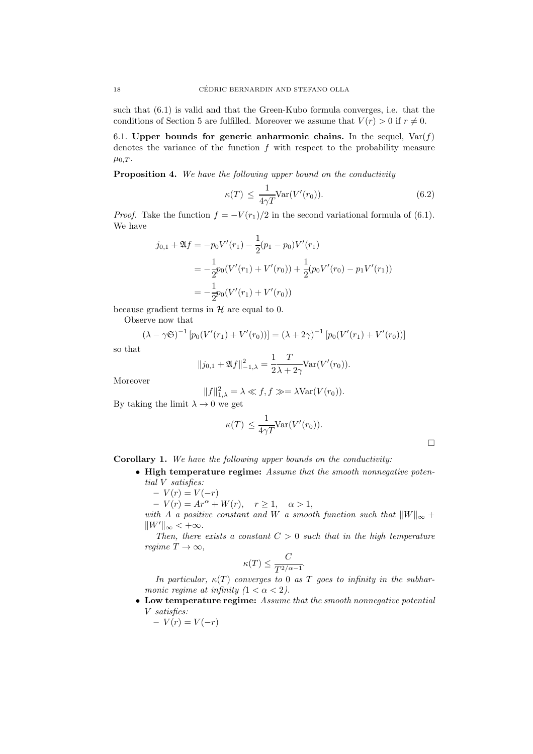such that (6.1) is valid and that the Green-Kubo formula converges, i.e. that the conditions of Section 5 are fulfilled. Moreover we assume that $V(r) > 0$ if $r \neq 0$.

6.1. **Upper bounds for generic anharmonic chains.** In the sequel, $\mathrm{Var}(f)$ denotes the variance of the function $f$ with respect to the probability measure $\mu_{0,T}$.

**Proposition 4.** *We have the following upper bound on the conductivity*

$$\kappa(T) \leq \frac{1}{4\gamma T}\mathrm{Var}(V'(r_0)). \tag{6.2}$$

*Proof.* Take the function $f = -V(r_1)/2$ in the second variational formula of (6.1). We have

$$\begin{aligned}
j_{0,1} + \mathfrak{A}f &= -p_0 V'(r_1) - \frac{1}{2}(p_1 - p_0)V'(r_1) \\
&= -\frac{1}{2}p_0(V'(r_1) + V'(r_0)) + \frac{1}{2}(p_0 V'(r_0) - p_1 V'(r_1)) \\
&= -\frac{1}{2}p_0(V'(r_1) + V'(r_0))
\end{aligned}$$

because gradient terms in $\mathcal{H}$ are equal to 0.

Observe now that

$$(\lambda - \gamma\mathfrak{S})^{-1}\left[p_0(V'(r_1) + V'(r_0))\right] = (\lambda + 2\gamma)^{-1}\left[p_0(V'(r_1) + V'(r_0))\right]$$

so that

$$\|j_{0,1} + \mathfrak{A}f\|^2_{-1,\lambda} = \frac{1}{2}\frac{T}{\lambda + 2\gamma}\mathrm{Var}(V'(r_0)).$$

Moreover

$$\|f\|^2_{1,\lambda} = \lambda \ll f, f \gg = \lambda \mathrm{Var}(V(r_0)).$$

By taking the limit $\lambda \to 0$ we get

$$\kappa(T) \leq \frac{1}{4\gamma T}\mathrm{Var}(V'(r_0)).$$

□

**Corollary 1.** *We have the following upper bounds on the conductivity:*

- **High temperature regime:** *Assume that the smooth nonnegative potential $V$ satisfies:*
  - $V(r) = V(-r)$
  - $V(r) = Ar^\alpha + W(r), \quad r \geq 1, \quad \alpha > 1,$

  *with $A$ a positive constant and $W$ a smooth function such that $\|W\|_\infty + \|W'\|_\infty < +\infty$.*

  *Then, there exists a constant $C > 0$ such that in the high temperature regime $T \to \infty$,*

  $$\kappa(T) \leq \frac{C}{T^{2/\alpha - 1}}.$$

  *In particular, $\kappa(T)$ converges to 0 as $T$ goes to infinity in the subharmonic regime at infinity ($1 < \alpha < 2$).*

- **Low temperature regime:** *Assume that the smooth nonnegative potential $V$ satisfies:*
  - $V(r) = V(-r)$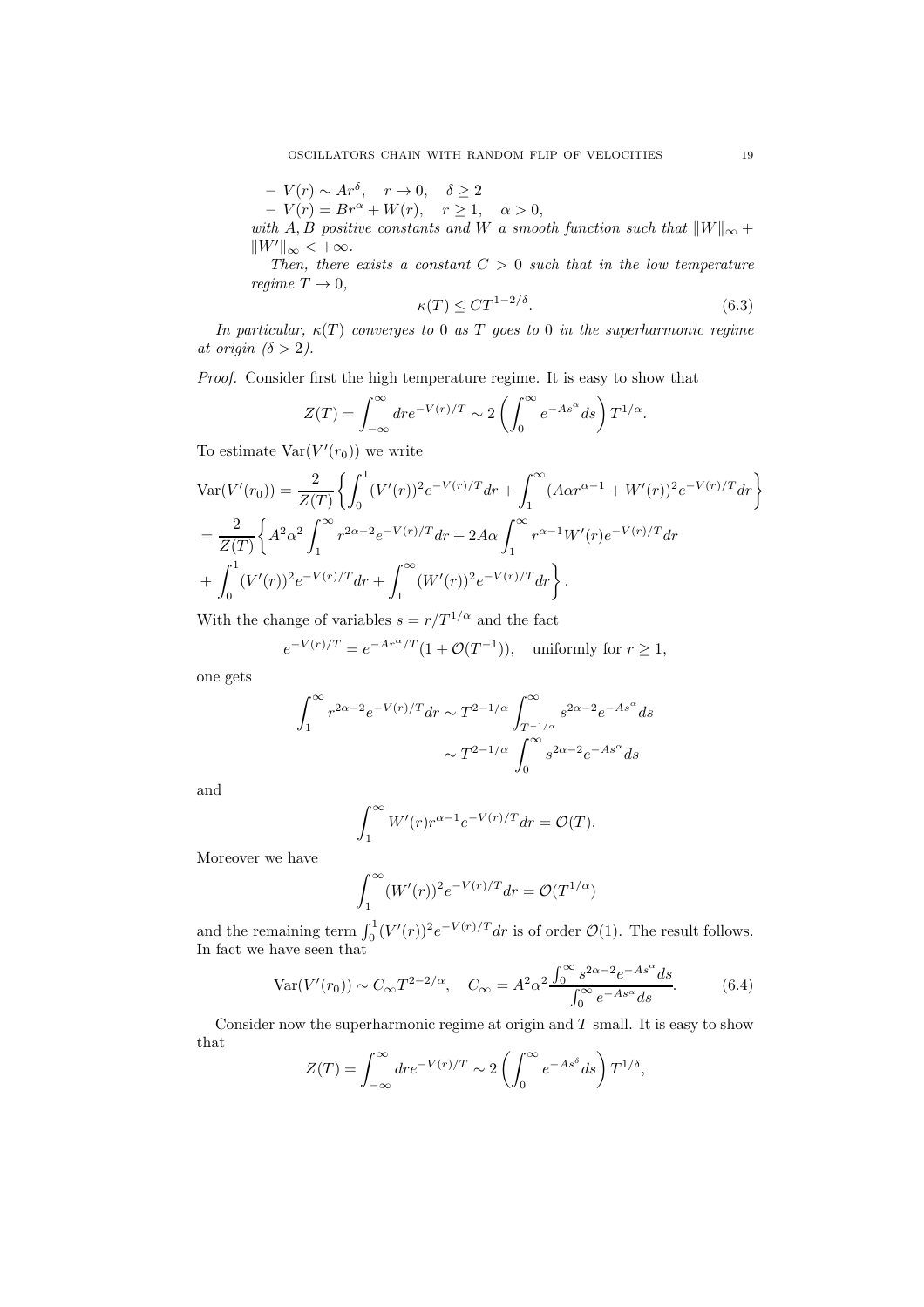– $V(r) \sim Ar^\delta$, $\quad r \to 0, \quad \delta \geq 2$

– $V(r) = Br^\alpha + W(r), \quad r \geq 1, \quad \alpha > 0,$

*with $A, B$ positive constants and $W$ a smooth function such that $\|W\|_\infty + \|W'\|_\infty < +\infty$.*

*Then, there exists a constant $C > 0$ such that in the low temperature regime $T \to 0$,*

$$\kappa(T) \leq CT^{1-2/\delta}. \tag{6.3}$$

*In particular, $\kappa(T)$ converges to 0 as $T$ goes to 0 in the superharmonic regime at origin ($\delta > 2$).*

*Proof.* Consider first the high temperature regime. It is easy to show that

$$Z(T) = \int_{-\infty}^{\infty} dr e^{-V(r)/T} \sim 2\left(\int_0^\infty e^{-As^\alpha} ds\right) T^{1/\alpha}.$$

To estimate $\mathrm{Var}(V'(r_0))$ we write

$$\begin{aligned}
\mathrm{Var}(V'(r_0)) &= \frac{2}{Z(T)}\left\{\int_0^1 (V'(r))^2 e^{-V(r)/T} dr + \int_1^\infty (A\alpha r^{\alpha-1} + W'(r))^2 e^{-V(r)/T} dr\right\} \\
&= \frac{2}{Z(T)}\left\{A^2\alpha^2 \int_1^\infty r^{2\alpha-2} e^{-V(r)/T} dr + 2A\alpha \int_1^\infty r^{\alpha-1} W'(r) e^{-V(r)/T} dr \right.\\
&\left. + \int_0^1 (V'(r))^2 e^{-V(r)/T} dr + \int_1^\infty (W'(r))^2 e^{-V(r)/T} dr\right\}.
\end{aligned}$$

With the change of variables $s = r/T^{1/\alpha}$ and the fact

$$e^{-V(r)/T} = e^{-Ar^\alpha/T}(1 + \mathcal{O}(T^{-1})), \quad \text{uniformly for } r \geq 1,$$

one gets

$$\begin{aligned}
\int_1^\infty r^{2\alpha-2} e^{-V(r)/T} dr &\sim T^{2-1/\alpha} \int_{T^{-1/\alpha}}^\infty s^{2\alpha-2} e^{-As^\alpha} ds \\
&\sim T^{2-1/\alpha} \int_0^\infty s^{2\alpha-2} e^{-As^\alpha} ds
\end{aligned}$$

and

$$\int_1^\infty W'(r) r^{\alpha-1} e^{-V(r)/T} dr = \mathcal{O}(T).$$

Moreover we have

$$\int_1^\infty (W'(r))^2 e^{-V(r)/T} dr = \mathcal{O}(T^{1/\alpha})$$

and the remaining term $\int_0^1 (V'(r))^2 e^{-V(r)/T} dr$ is of order $\mathcal{O}(1)$. The result follows. In fact we have seen that

$$\mathrm{Var}(V'(r_0)) \sim C_\infty T^{2-2/\alpha}, \quad C_\infty = A^2\alpha^2 \frac{\int_0^\infty s^{2\alpha-2} e^{-As^\alpha} ds}{\int_0^\infty e^{-As^\alpha} ds}. \tag{6.4}$$

Consider now the superharmonic regime at origin and $T$ small. It is easy to show that

$$Z(T) = \int_{-\infty}^{\infty} dr e^{-V(r)/T} \sim 2\left(\int_0^\infty e^{-As^\delta} ds\right) T^{1/\delta},$$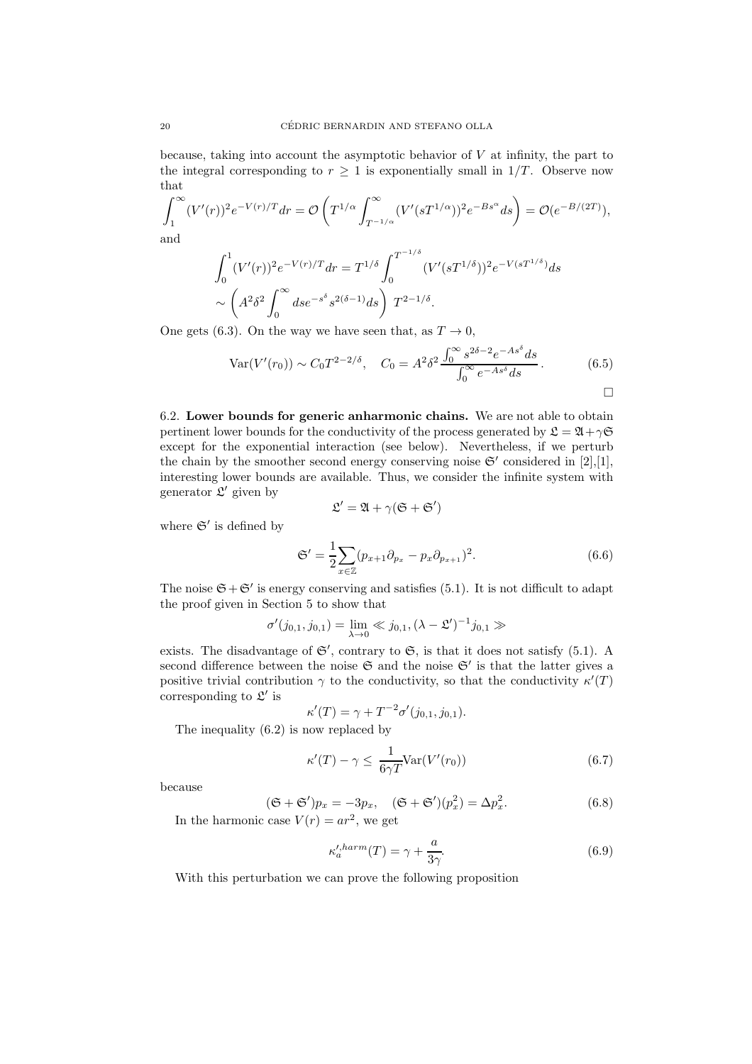because, taking into account the asymptotic behavior of $V$ at infinity, the part to the integral corresponding to $r \geq 1$ is exponentially small in $1/T$. Observe now that

$$\int_1^\infty (V'(r))^2 e^{-V(r)/T} dr = \mathcal{O}\left(T^{1/\alpha} \int_{T^{-1/\alpha}}^\infty (V'(sT^{1/\alpha}))^2 e^{-Bs^\alpha} ds\right) = \mathcal{O}(e^{-B/(2T)}),$$

and

$$\int_0^1 (V'(r))^2 e^{-V(r)/T} dr = T^{1/\delta} \int_0^{T^{-1/\delta}} (V'(sT^{1/\delta}))^2 e^{-V(sT^{1/\delta})} ds$$
$$\sim \left(A^2 \delta^2 \int_0^\infty ds e^{-s^\delta} s^{2(\delta-1)} ds\right) T^{2-1/\delta}.$$

One gets (6.3). On the way we have seen that, as $T \to 0$,

$$\mathrm{Var}(V'(r_0)) \sim C_0 T^{2-2/\delta}, \quad C_0 = A^2 \delta^2 \frac{\int_0^\infty s^{2\delta-2} e^{-As^\delta} ds}{\int_0^\infty e^{-As^\delta} ds}. \tag{6.5}$$

□

6.2. **Lower bounds for generic anharmonic chains.** We are not able to obtain pertinent lower bounds for the conductivity of the process generated by $\mathfrak{L} = \mathfrak{A} + \gamma \mathfrak{S}$ except for the exponential interaction (see below). Nevertheless, if we perturb the chain by the smoother second energy conserving noise $\mathfrak{S}'$ considered in [2],[1], interesting lower bounds are available. Thus, we consider the infinite system with generator $\mathfrak{L}'$ given by

$$\mathfrak{L}' = \mathfrak{A} + \gamma(\mathfrak{S} + \mathfrak{S}')$$

where $\mathfrak{S}'$ is defined by

$$\mathfrak{S}' = \frac{1}{2} \sum_{x \in \mathbb{Z}} (p_{x+1} \partial_{p_x} - p_x \partial_{p_{x+1}})^2. \tag{6.6}$$

The noise $\mathfrak{S} + \mathfrak{S}'$ is energy conserving and satisfies (5.1). It is not difficult to adapt the proof given in Section 5 to show that

$$\sigma'(j_{0,1}, j_{0,1}) = \lim_{\lambda \to 0} \ll j_{0,1}, (\lambda - \mathfrak{L}')^{-1} j_{0,1} \gg$$

exists. The disadvantage of $\mathfrak{S}'$, contrary to $\mathfrak{S}$, is that it does not satisfy (5.1). A second difference between the noise $\mathfrak{S}$ and the noise $\mathfrak{S}'$ is that the latter gives a positive trivial contribution $\gamma$ to the conductivity, so that the conductivity $\kappa'(T)$ corresponding to $\mathfrak{L}'$ is

$$\kappa'(T) = \gamma + T^{-2} \sigma'(j_{0,1}, j_{0,1}).$$

The inequality (6.2) is now replaced by

$$\kappa'(T) - \gamma \leq \frac{1}{6\gamma T} \mathrm{Var}(V'(r_0)) \tag{6.7}$$

because

$$(\mathfrak{S} + \mathfrak{S}') p_x = -3 p_x, \quad (\mathfrak{S} + \mathfrak{S}')(p_x^2) = \Delta p_x^2. \tag{6.8}$$

In the harmonic case $V(r) = ar^2$, we get

$$\kappa_a'^{,harm}(T) = \gamma + \frac{a}{3\gamma}. \tag{6.9}$$

With this perturbation we can prove the following proposition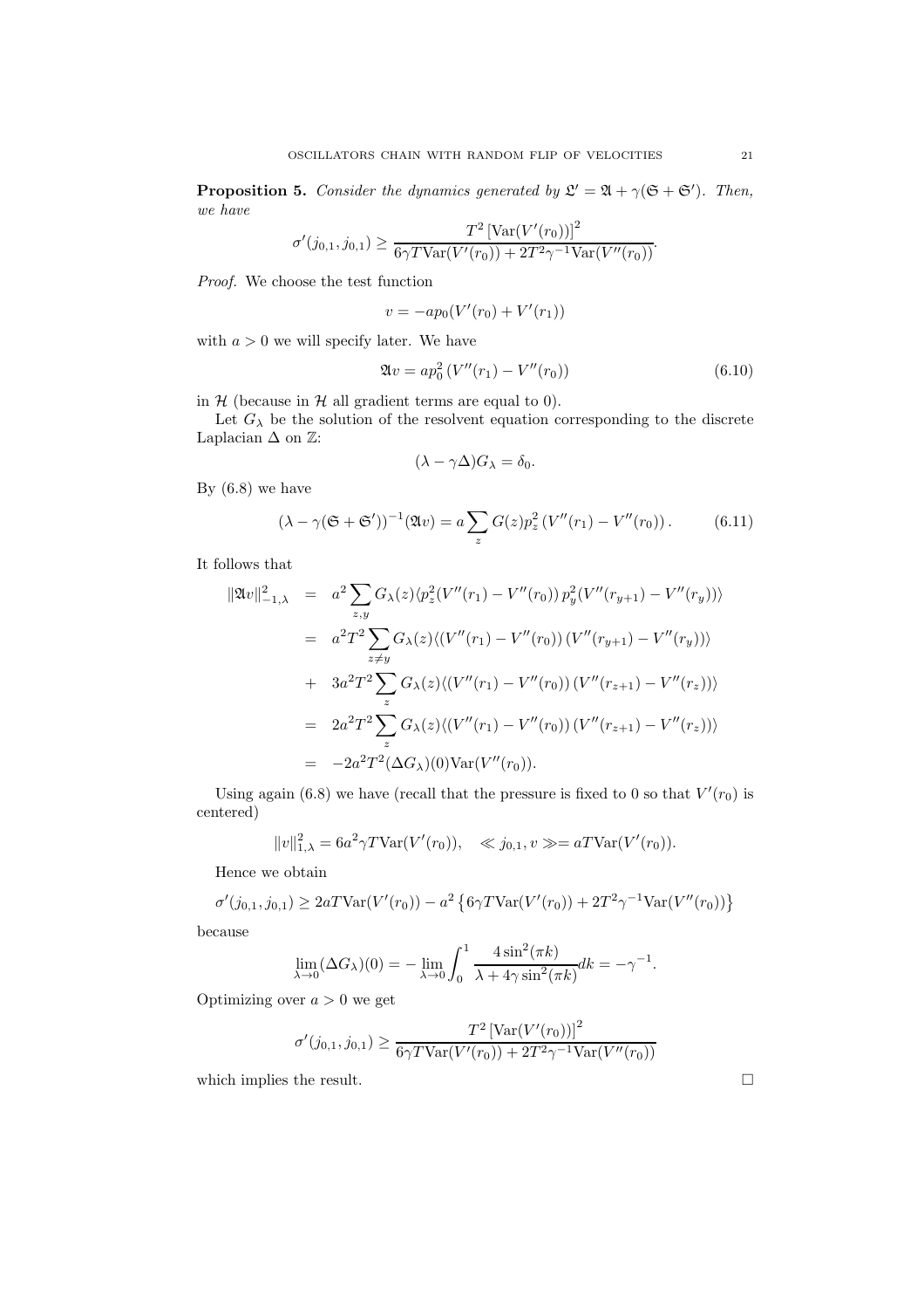**Proposition 5.** *Consider the dynamics generated by $\mathfrak{L}' = \mathfrak{A} + \gamma(\mathfrak{S} + \mathfrak{S}')$. Then, we have*

$$\sigma'(j_{0,1}, j_{0,1}) \geq \frac{T^2 \left[\text{Var}(V'(r_0))\right]^2}{6\gamma T \text{Var}(V'(r_0)) + 2T^2\gamma^{-1}\text{Var}(V''(r_0))}.$$

*Proof.* We choose the test function

$$v = -ap_0(V'(r_0) + V'(r_1))$$

with $a > 0$ we will specify later. We have

$$\mathfrak{A}v = ap_0^2 \left(V''(r_1) - V''(r_0)\right) \tag{6.10}$$

in $\mathcal{H}$ (because in $\mathcal{H}$ all gradient terms are equal to 0).

Let $G_\lambda$ be the solution of the resolvent equation corresponding to the discrete Laplacian $\Delta$ on $\mathbb{Z}$:

$$(\lambda - \gamma\Delta)G_\lambda = \delta_0.$$

By (6.8) we have

$$(\lambda - \gamma(\mathfrak{S} + \mathfrak{S}'))^{-1}(\mathfrak{A}v) = a\sum_z G(z)p_z^2 \left(V''(r_1) - V''(r_0)\right). \tag{6.11}$$

It follows that

$$\begin{aligned}
\|\mathfrak{A}v\|_{-1,\lambda}^2 &= a^2 \sum_{z,y} G_\lambda(z) \langle p_z^2 (V''(r_1) - V''(r_0))\, p_y^2 (V''(r_{y+1}) - V''(r_y))\rangle \\
&= a^2T^2 \sum_{z \neq y} G_\lambda(z) \langle (V''(r_1) - V''(r_0))\,(V''(r_{y+1}) - V''(r_y))\rangle \\
&+ \;\; 3a^2T^2 \sum_z G_\lambda(z) \langle (V''(r_1) - V''(r_0))\,(V''(r_{z+1}) - V''(r_z))\rangle \\
&= 2a^2T^2 \sum_z G_\lambda(z) \langle (V''(r_1) - V''(r_0))\,(V''(r_{z+1}) - V''(r_z))\rangle \\
&= -2a^2T^2 (\Delta G_\lambda)(0) \text{Var}(V''(r_0)).
\end{aligned}$$

Using again (6.8) we have (recall that the pressure is fixed to 0 so that $V'(r_0)$ is centered)

$$\|v\|_{1,\lambda}^2 = 6a^2\gamma T \text{Var}(V'(r_0)), \quad \ll j_{0,1}, v \gg = aT\text{Var}(V'(r_0)).$$

Hence we obtain

$$\sigma'(j_{0,1}, j_{0,1}) \geq 2aT\text{Var}(V'(r_0)) - a^2 \left\{6\gamma T \text{Var}(V'(r_0)) + 2T^2\gamma^{-1}\text{Var}(V''(r_0))\right\}$$

because

$$\lim_{\lambda \to 0} (\Delta G_\lambda)(0) = -\lim_{\lambda \to 0} \int_0^1 \frac{4\sin^2(\pi k)}{\lambda + 4\gamma \sin^2(\pi k)} dk = -\gamma^{-1}.$$

Optimizing over $a > 0$ we get

$$\sigma'(j_{0,1}, j_{0,1}) \geq \frac{T^2 \left[\text{Var}(V'(r_0))\right]^2}{6\gamma T \text{Var}(V'(r_0)) + 2T^2\gamma^{-1}\text{Var}(V''(r_0))}$$

which implies the result. $\square$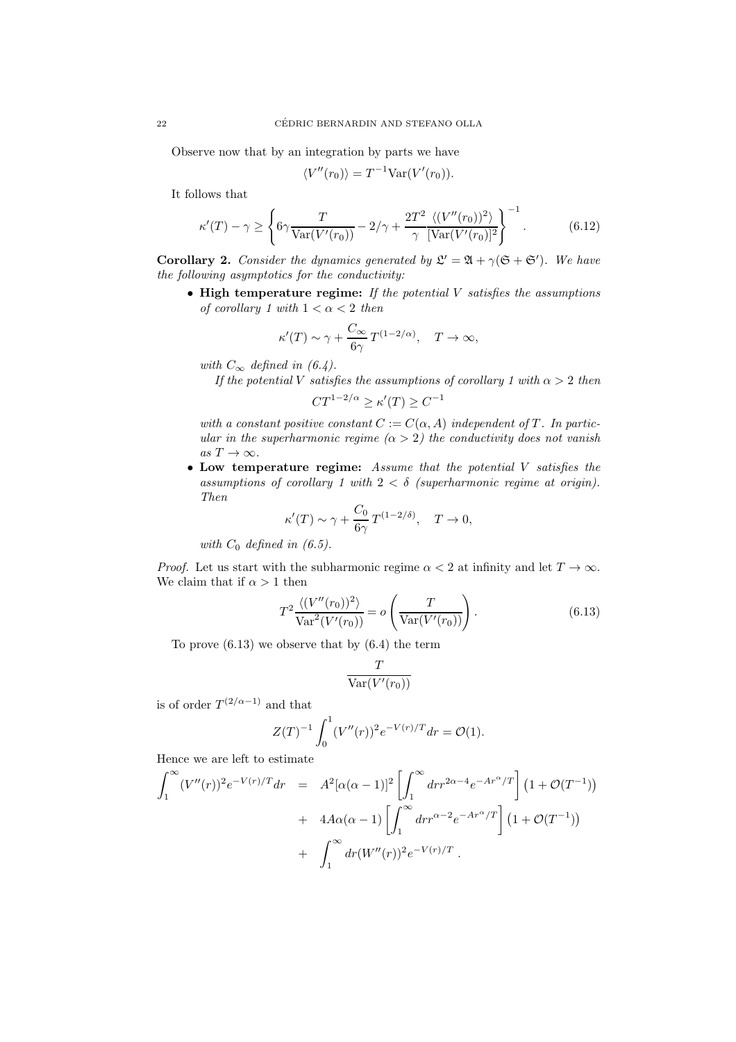Observe now that by an integration by parts we have

$$\langle V''(r_0)\rangle = T^{-1}\mathrm{Var}(V'(r_0)).$$

It follows that

$$\kappa'(T) - \gamma \geq \left\{ 6\gamma \frac{T}{\mathrm{Var}(V'(r_0))} - 2/\gamma + \frac{2T^2}{\gamma} \frac{\langle (V''(r_0))^2\rangle}{[\mathrm{Var}(V'(r_0))]^2} \right\}^{-1}. \tag{6.12}$$

**Corollary 2.** *Consider the dynamics generated by $\mathfrak{L}' = \mathfrak{A} + \gamma(\mathfrak{S} + \mathfrak{S}')$. We have the following asymptotics for the conductivity:*

- **High temperature regime:** *If the potential $V$ satisfies the assumptions of corollary 1 with $1 < \alpha < 2$ then*

  $$\kappa'(T) \sim \gamma + \frac{C_\infty}{6\gamma}\, T^{(1-2/\alpha)}, \quad T \to \infty,$$

  *with $C_\infty$ defined in (6.4).*

  *If the potential $V$ satisfies the assumptions of corollary 1 with $\alpha > 2$ then*

  $$C T^{1-2/\alpha} \geq \kappa'(T) \geq C^{-1}$$

  *with a constant positive constant $C := C(\alpha, A)$ independent of $T$. In particular in the superharmonic regime ($\alpha > 2$) the conductivity does not vanish as $T \to \infty$.*

- **Low temperature regime:** *Assume that the potential $V$ satisfies the assumptions of corollary 1 with $2 < \delta$ (superharmonic regime at origin). Then*

  $$\kappa'(T) \sim \gamma + \frac{C_0}{6\gamma}\, T^{(1-2/\delta)}, \quad T \to 0,$$

  *with $C_0$ defined in (6.5).*

*Proof.* Let us start with the subharmonic regime $\alpha < 2$ at infinity and let $T \to \infty$. We claim that if $\alpha > 1$ then

$$T^2 \frac{\langle (V''(r_0))^2\rangle}{\mathrm{Var}^2(V'(r_0))} = o\left( \frac{T}{\mathrm{Var}(V'(r_0))} \right). \tag{6.13}$$

To prove (6.13) we observe that by (6.4) the term

$$\frac{T}{\mathrm{Var}(V'(r_0))}$$

is of order $T^{(2/\alpha - 1)}$ and that

$$Z(T)^{-1} \int_0^1 (V''(r))^2 e^{-V(r)/T} dr = \mathcal{O}(1).$$

Hence we are left to estimate

$$\begin{aligned}
\int_1^\infty (V''(r))^2 e^{-V(r)/T} dr &= A^2[\alpha(\alpha-1)]^2 \left[ \int_1^\infty dr r^{2\alpha-4} e^{-Ar^\alpha/T} \right] \left(1 + \mathcal{O}(T^{-1})\right) \\
&+ 4A\alpha(\alpha-1) \left[ \int_1^\infty dr r^{\alpha-2} e^{-Ar^\alpha/T} \right] \left(1 + \mathcal{O}(T^{-1})\right) \\
&+ \int_1^\infty dr (W''(r))^2 e^{-V(r)/T}.
\end{aligned}$$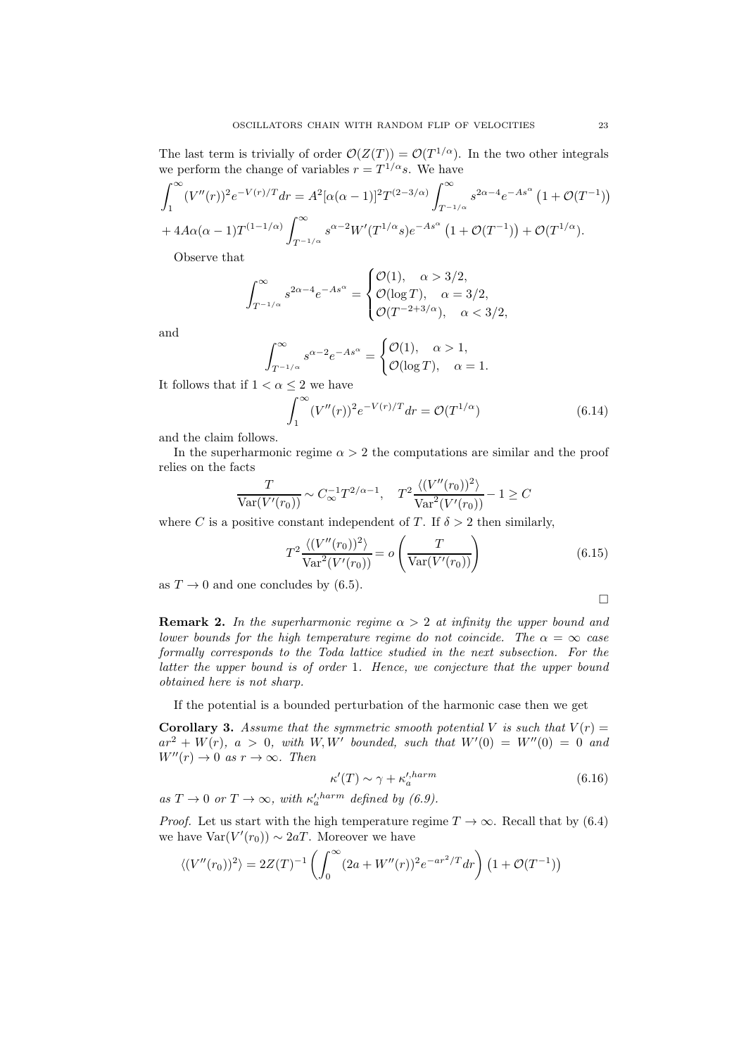The last term is trivially of order $\mathcal{O}(Z(T)) = \mathcal{O}(T^{1/\alpha})$. In the two other integrals we perform the change of variables $r = T^{1/\alpha}s$. We have

$$\int_1^\infty (V''(r))^2 e^{-V(r)/T} dr = A^2[\alpha(\alpha-1)]^2 T^{(2-3/\alpha)} \int_{T^{-1/\alpha}}^\infty s^{2\alpha-4} e^{-As^\alpha} \left(1+\mathcal{O}(T^{-1})\right)$$
$$+ 4A\alpha(\alpha-1)T^{(1-1/\alpha)} \int_{T^{-1/\alpha}}^\infty s^{\alpha-2} W'(T^{1/\alpha}s) e^{-As^\alpha} \left(1+\mathcal{O}(T^{-1})\right) + \mathcal{O}(T^{1/\alpha}).$$

Observe that

$$\int_{T^{-1/\alpha}}^\infty s^{2\alpha-4} e^{-As^\alpha} = \begin{cases} \mathcal{O}(1), & \alpha > 3/2, \\ \mathcal{O}(\log T), & \alpha = 3/2, \\ \mathcal{O}(T^{-2+3/\alpha}), & \alpha < 3/2, \end{cases}$$

and

$$\int_{T^{-1/\alpha}}^\infty s^{\alpha-2} e^{-As^\alpha} = \begin{cases} \mathcal{O}(1), & \alpha > 1, \\ \mathcal{O}(\log T), & \alpha = 1. \end{cases}$$

It follows that if $1 < \alpha \leq 2$ we have

$$\int_1^\infty (V''(r))^2 e^{-V(r)/T} dr = \mathcal{O}(T^{1/\alpha}) \tag{6.14}$$

and the claim follows.

In the superharmonic regime $\alpha > 2$ the computations are similar and the proof relies on the facts

$$\frac{T}{\mathrm{Var}(V'(r_0))} \sim C_\infty^{-1} T^{2/\alpha - 1}, \quad T^2 \frac{\langle (V''(r_0))^2 \rangle}{\mathrm{Var}^2(V'(r_0))} - 1 \geq C$$

where $C$ is a positive constant independent of $T$. If $\delta > 2$ then similarly,

$$T^2 \frac{\langle (V''(r_0))^2 \rangle}{\mathrm{Var}^2(V'(r_0))} = o\left(\frac{T}{\mathrm{Var}(V'(r_0))}\right) \tag{6.15}$$

as $T \to 0$ and one concludes by (6.5).

□

**Remark 2.** *In the superharmonic regime $\alpha > 2$ at infinity the upper bound and lower bounds for the high temperature regime do not coincide. The $\alpha = \infty$ case formally corresponds to the Toda lattice studied in the next subsection. For the latter the upper bound is of order 1. Hence, we conjecture that the upper bound obtained here is not sharp.*

If the potential is a bounded perturbation of the harmonic case then we get

**Corollary 3.** *Assume that the symmetric smooth potential $V$ is such that $V(r) = ar^2 + W(r)$, $a > 0$, with $W, W'$ bounded, such that $W'(0) = W''(0) = 0$ and $W''(r) \to 0$ as $r \to \infty$. Then*

$$\kappa'(T) \sim \gamma + \kappa_a'^{,harm} \tag{6.16}$$

*as $T \to 0$ or $T \to \infty$, with $\kappa_a'^{,harm}$ defined by (6.9).*

*Proof.* Let us start with the high temperature regime $T \to \infty$. Recall that by (6.4) we have $\mathrm{Var}(V'(r_0)) \sim 2aT$. Moreover we have

$$\langle (V''(r_0))^2 \rangle = 2Z(T)^{-1} \left( \int_0^\infty (2a + W''(r))^2 e^{-ar^2/T} dr \right) \left(1 + \mathcal{O}(T^{-1})\right)$$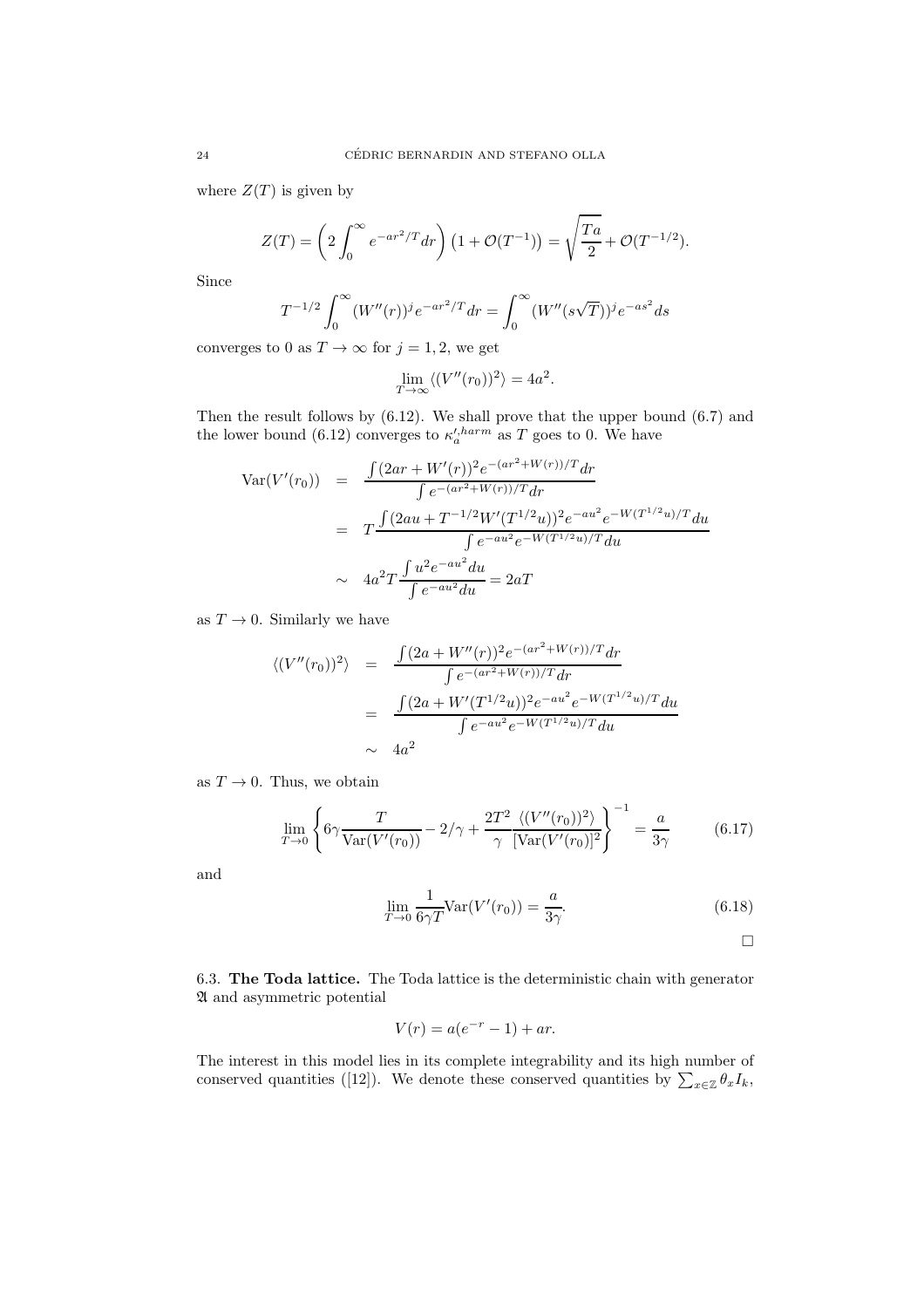where $Z(T)$ is given by

$$Z(T) = \left( 2\int_0^\infty e^{-ar^2/T} dr \right) \left(1 + \mathcal{O}(T^{-1})\right) = \sqrt{\frac{Ta}{2}} + \mathcal{O}(T^{-1/2}).$$

Since

$$T^{-1/2} \int_0^\infty (W''(r))^j e^{-ar^2/T} dr = \int_0^\infty (W''(s\sqrt{T}))^j e^{-as^2} ds$$

converges to 0 as $T \to \infty$ for $j = 1, 2$, we get

$$\lim_{T\to\infty} \langle (V''(r_0))^2 \rangle = 4a^2.$$

Then the result follows by (6.12). We shall prove that the upper bound (6.7) and the lower bound (6.12) converges to $\kappa_a^{\prime,harm}$ as $T$ goes to 0. We have

$$\begin{aligned}
\text{Var}(V'(r_0)) &= \frac{\int (2ar + W'(r))^2 e^{-(ar^2 + W(r))/T} dr}{\int e^{-(ar^2+W(r))/T} dr} \\
&= T \frac{\int (2au + T^{-1/2} W'(T^{1/2}u))^2 e^{-au^2} e^{-W(T^{1/2}u)/T} du}{\int e^{-au^2} e^{-W(T^{1/2}u)/T} du} \\
&\sim 4a^2 T \frac{\int u^2 e^{-au^2} du}{\int e^{-au^2} du} = 2aT
\end{aligned}$$

as $T \to 0$. Similarly we have

$$\begin{aligned}
\langle (V''(r_0))^2 \rangle &= \frac{\int (2a + W''(r))^2 e^{-(ar^2+W(r))/T} dr}{\int e^{-(ar^2+W(r))/T} dr} \\
&= \frac{\int (2a + W'(T^{1/2}u))^2 e^{-au^2} e^{-W(T^{1/2}u)/T} du}{\int e^{-au^2} e^{-W(T^{1/2}u)/T} du} \\
&\sim 4a^2
\end{aligned}$$

as $T \to 0$. Thus, we obtain

$$\lim_{T\to 0} \left\{ 6\gamma \frac{T}{\text{Var}(V'(r_0))} - 2/\gamma + \frac{2T^2}{\gamma} \frac{\langle (V''(r_0))^2 \rangle}{[\text{Var}(V'(r_0))]^2} \right\}^{-1} = \frac{a}{3\gamma} \tag{6.17}$$

and

$$\lim_{T\to 0} \frac{1}{6\gamma T} \text{Var}(V'(r_0)) = \frac{a}{3\gamma}. \tag{6.18}$$

$\square$

**6.3. The Toda lattice.** The Toda lattice is the deterministic chain with generator $\mathfrak{A}$ and asymmetric potential

$$V(r) = a(e^{-r} - 1) + ar.$$

The interest in this model lies in its complete integrability and its high number of conserved quantities ([12]). We denote these conserved quantities by $\sum_{x\in\mathbb{Z}} \theta_x I_k$,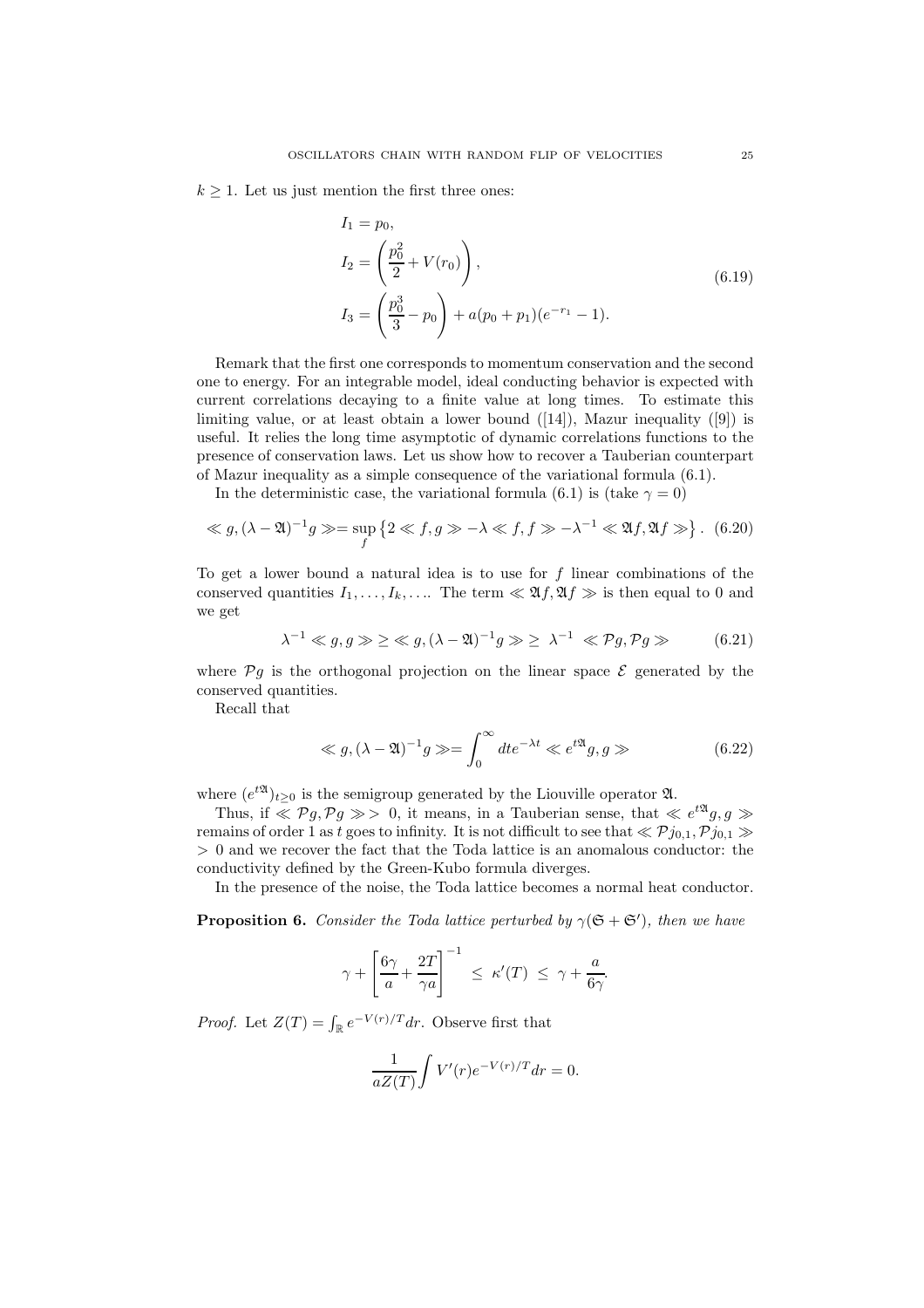$k \geq 1$. Let us just mention the first three ones:

$$
\begin{aligned}
I_1 &= p_0, \\
I_2 &= \left( \frac{p_0^2}{2} + V(r_0) \right), \\
I_3 &= \left( \frac{p_0^3}{3} - p_0 \right) + a(p_0 + p_1)(e^{-r_1} - 1).
\end{aligned}
\tag{6.19}
$$

Remark that the first one corresponds to momentum conservation and the second one to energy. For an integrable model, ideal conducting behavior is expected with current correlations decaying to a finite value at long times. To estimate this limiting value, or at least obtain a lower bound ([14]), Mazur inequality ([9]) is useful. It relies the long time asymptotic of dynamic correlations functions to the presence of conservation laws. Let us show how to recover a Tauberian counterpart of Mazur inequality as a simple consequence of the variational formula (6.1).

In the deterministic case, the variational formula (6.1) is (take $\gamma = 0$)

$$
\ll g, (\lambda - \mathfrak{A})^{-1} g \gg = \sup_f \left\{ 2 \ll f, g \gg - \lambda \ll f, f \gg - \lambda^{-1} \ll \mathfrak{A} f, \mathfrak{A} f \gg \right\}. \tag{6.20}
$$

To get a lower bound a natural idea is to use for $f$ linear combinations of the conserved quantities $I_1, \ldots, I_k, \ldots$. The term $\ll \mathfrak{A} f, \mathfrak{A} f \gg$ is then equal to 0 and we get

$$
\lambda^{-1} \ll g, g \gg \geq \ll g, (\lambda - \mathfrak{A})^{-1} g \gg \geq \lambda^{-1} \ll \mathcal{P} g, \mathcal{P} g \gg \tag{6.21}
$$

where $\mathcal{P} g$ is the orthogonal projection on the linear space $\mathcal{E}$ generated by the conserved quantities.

Recall that

$$
\ll g, (\lambda - \mathfrak{A})^{-1} g \gg = \int_0^\infty dt e^{-\lambda t} \ll e^{t \mathfrak{A}} g, g \gg \tag{6.22}
$$

where $(e^{t\mathfrak{A}})_{t \geq 0}$ is the semigroup generated by the Liouville operator $\mathfrak{A}$.

Thus, if $\ll \mathcal{P} g, \mathcal{P} g \gg > 0$, it means, in a Tauberian sense, that $\ll e^{t\mathfrak{A}} g, g \gg$ remains of order 1 as $t$ goes to infinity. It is not difficult to see that $\ll \mathcal{P} j_{0,1}, \mathcal{P} j_{0,1} \gg > 0$ and we recover the fact that the Toda lattice is an anomalous conductor: the conductivity defined by the Green-Kubo formula diverges.

In the presence of the noise, the Toda lattice becomes a normal heat conductor.

**Proposition 6.** *Consider the Toda lattice perturbed by $\gamma(\mathfrak{S} + \mathfrak{S}')$, then we have*

$$
\gamma + \left[ \frac{6\gamma}{a} + \frac{2T}{\gamma a} \right]^{-1} \leq \kappa'(T) \leq \gamma + \frac{a}{6\gamma}.
$$

*Proof.* Let $Z(T) = \int_{\mathbb{R}} e^{-V(r)/T} dr$. Observe first that

$$
\frac{1}{aZ(T)} \int V'(r) e^{-V(r)/T} dr = 0.
$$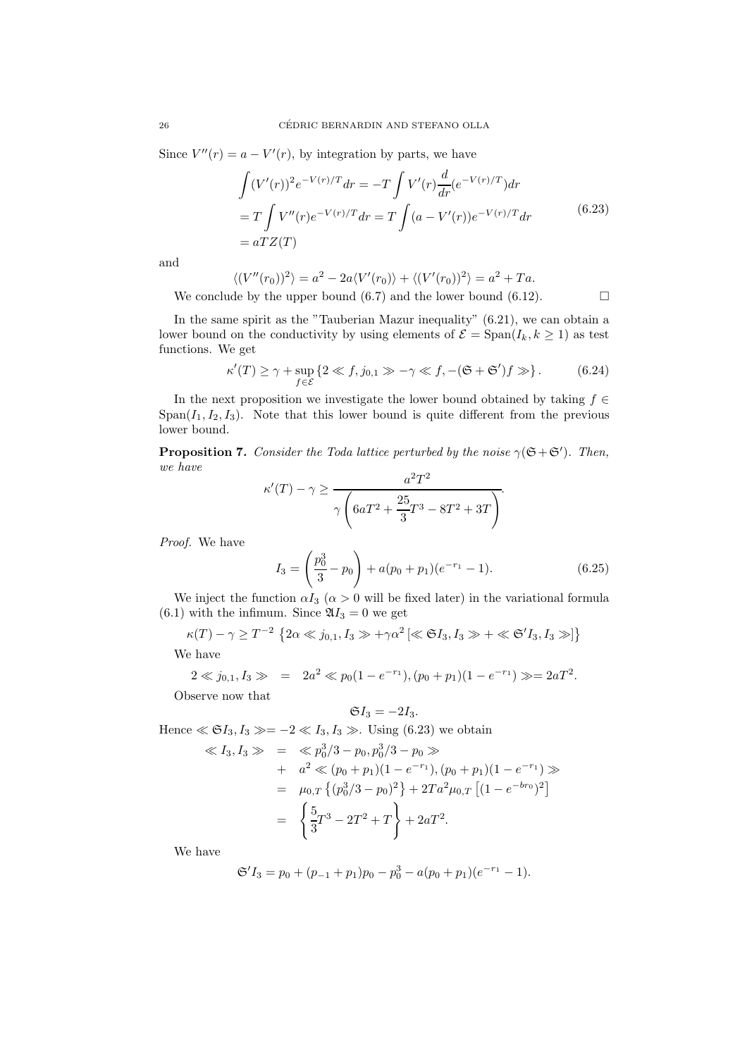Since $V''(r) = a - V'(r)$, by integration by parts, we have

$$\begin{aligned}
\int (V'(r))^2 e^{-V(r)/T} dr &= -T \int V'(r) \frac{d}{dr}(e^{-V(r)/T}) dr \\
&= T \int V''(r) e^{-V(r)/T} dr = T \int (a - V'(r)) e^{-V(r)/T} dr \\
&= aTZ(T)
\end{aligned} \tag{6.23}$$

and

$$\langle (V''(r_0))^2 \rangle = a^2 - 2a\langle V'(r_0) \rangle + \langle (V'(r_0))^2 \rangle = a^2 + Ta.$$

We conclude by the upper bound (6.7) and the lower bound (6.12). $\square$

In the same spirit as the "Tauberian Mazur inequality" (6.21), we can obtain a lower bound on the conductivity by using elements of $\mathcal{E} = \text{Span}(I_k, k \geq 1)$ as test functions. We get

$$\kappa'(T) \geq \gamma + \sup_{f \in \mathcal{E}} \{ 2 \ll f, j_{0,1} \gg - \gamma \ll f, -(\mathfrak{S} + \mathfrak{S}')f \gg \}. \tag{6.24}$$

In the next proposition we investigate the lower bound obtained by taking $f \in \text{Span}(I_1, I_2, I_3)$. Note that this lower bound is quite different from the previous lower bound.

**Proposition 7.** *Consider the Toda lattice perturbed by the noise $\gamma(\mathfrak{S} + \mathfrak{S}')$. Then, we have*

$$\kappa'(T) - \gamma \geq \frac{a^2 T^2}{\gamma \left( 6aT^2 + \dfrac{25}{3} T^3 - 8T^2 + 3T \right)}.$$

*Proof.* We have

$$I_3 = \left( \frac{p_0^3}{3} - p_0 \right) + a(p_0 + p_1)(e^{-r_1} - 1). \tag{6.25}$$

We inject the function $\alpha I_3$ ($\alpha > 0$ will be fixed later) in the variational formula (6.1) with the infimum. Since $\mathfrak{A} I_3 = 0$ we get

$$\kappa(T) - \gamma \geq T^{-2} \left\{ 2\alpha \ll j_{0,1}, I_3 \gg + \gamma \alpha^2 \left[ \ll \mathfrak{S} I_3, I_3 \gg + \ll \mathfrak{S}' I_3, I_3 \gg \right] \right\}$$

We have

$$2 \ll j_{0,1}, I_3 \gg \;\; = \;\; 2a^2 \ll p_0(1 - e^{-r_1}), (p_0 + p_1)(1 - e^{-r_1}) \gg = 2aT^2.$$

Observe now that

$$\mathfrak{S} I_3 = -2 I_3.$$

Hence $\ll \mathfrak{S} I_3, I_3 \gg = -2 \ll I_3, I_3 \gg$. Using (6.23) we obtain

$$\begin{aligned}
\ll I_3, I_3 \gg \;\; &= \;\; \ll p_0^3/3 - p_0, p_0^3/3 - p_0 \gg \\
&+ \;\; a^2 \ll (p_0 + p_1)(1 - e^{-r_1}), (p_0 + p_1)(1 - e^{-r_1}) \gg \\
&= \;\; \mu_{0,T} \left\{ (p_0^3/3 - p_0)^2 \right\} + 2Ta^2 \mu_{0,T} \left[ (1 - e^{-br_0})^2 \right] \\
&= \;\; \left\{ \frac{5}{3} T^3 - 2T^2 + T \right\} + 2aT^2.
\end{aligned}$$

We have

$$\mathfrak{S}' I_3 = p_0 + (p_{-1} + p_1)p_0 - p_0^3 - a(p_0 + p_1)(e^{-r_1} - 1).$$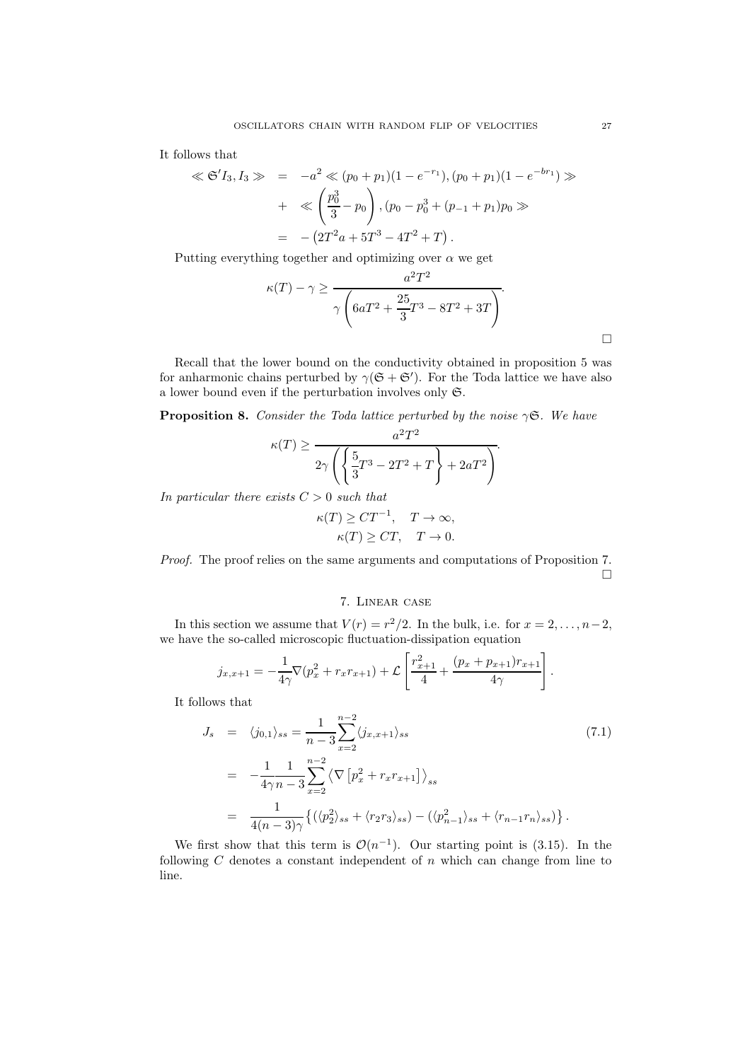It follows that

$$
\begin{aligned}
\ll \mathfrak{S}' I_3, I_3 \gg &= -a^2 \ll (p_0+p_1)(1-e^{-r_1}), (p_0+p_1)(1-e^{-br_1}) \gg \\
&+ \ll \left(\frac{p_0^3}{3} - p_0\right), (p_0 - p_0^3 + (p_{-1}+p_1)p_0 \gg \\
&= -\left(2T^2 a + 5T^3 - 4T^2 + T\right).
\end{aligned}
$$

Putting everything together and optimizing over $\alpha$ we get

$$
\kappa(T) - \gamma \geq \frac{a^2 T^2}{\gamma \left(6aT^2 + \dfrac{25}{3}T^3 - 8T^2 + 3T\right)}.
$$

□

Recall that the lower bound on the conductivity obtained in proposition 5 was for anharmonic chains perturbed by $\gamma(\mathfrak{S} + \mathfrak{S}')$. For the Toda lattice we have also a lower bound even if the perturbation involves only $\mathfrak{S}$.

**Proposition 8.** *Consider the Toda lattice perturbed by the noise $\gamma\mathfrak{S}$. We have*

$$
\kappa(T) \geq \frac{a^2 T^2}{2\gamma \left( \left\{ \dfrac{5}{3}T^3 - 2T^2 + T \right\} + 2aT^2 \right)}.
$$

*In particular there exists $C > 0$ such that*

$$
\begin{aligned}
\kappa(T) &\geq C T^{-1}, \quad T \to \infty, \\
\kappa(T) &\geq C T, \quad T \to 0.
\end{aligned}
$$

*Proof.* The proof relies on the same arguments and computations of Proposition 7. □

## 7. Linear case

In this section we assume that $V(r) = r^2/2$. In the bulk, i.e. for $x = 2, \dots, n-2$, we have the so-called microscopic fluctuation-dissipation equation

$$
j_{x,x+1} = -\frac{1}{4\gamma} \nabla (p_x^2 + r_x r_{x+1}) + \mathcal{L} \left[ \frac{r_{x+1}^2}{4} + \frac{(p_x + p_{x+1}) r_{x+1}}{4\gamma} \right].
$$

It follows that

$$
\begin{aligned}
J_s &= \langle j_{0,1} \rangle_{ss} = \frac{1}{n-3} \sum_{x=2}^{n-2} \langle j_{x,x+1} \rangle_{ss} \qquad (7.1) \\
&= -\frac{1}{4\gamma} \frac{1}{n-3} \sum_{x=2}^{n-2} \left\langle \nabla \left[ p_x^2 + r_x r_{x+1} \right] \right\rangle_{ss} \\
&= \frac{1}{4(n-3)\gamma} \left\{ \left( \langle p_2^2 \rangle_{ss} + \langle r_2 r_3 \rangle_{ss} \right) - \left( \langle p_{n-1}^2 \rangle_{ss} + \langle r_{n-1} r_n \rangle_{ss} \right) \right\}.
\end{aligned}
$$

We first show that this term is $\mathcal{O}(n^{-1})$. Our starting point is (3.15). In the following $C$ denotes a constant independent of $n$ which can change from line to line.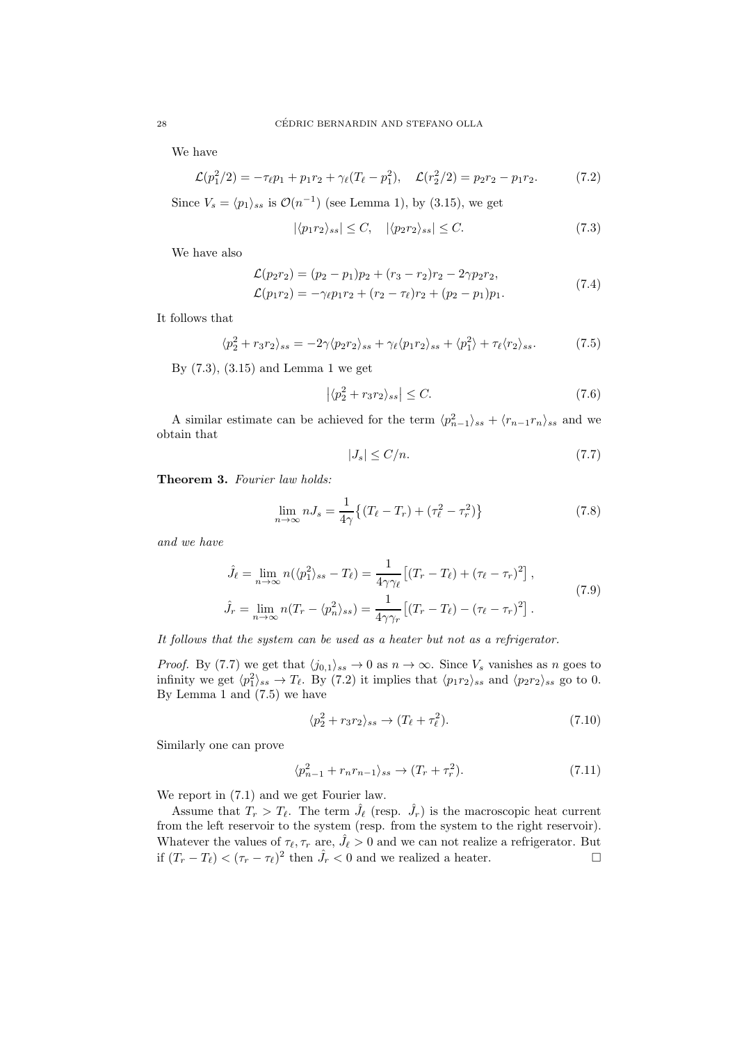We have

$$\mathcal{L}(p_1^2/2) = -\tau_\ell p_1 + p_1 r_2 + \gamma_\ell (T_\ell - p_1^2), \quad \mathcal{L}(r_2^2/2) = p_2 r_2 - p_1 r_2. \tag{7.2}$$

Since $V_s = \langle p_1 \rangle_{ss}$ is $\mathcal{O}(n^{-1})$ (see Lemma 1), by (3.15), we get

$$|\langle p_1 r_2 \rangle_{ss}| \leq C, \quad |\langle p_2 r_2 \rangle_{ss}| \leq C. \tag{7.3}$$

We have also

$$\begin{aligned} \mathcal{L}(p_2 r_2) &= (p_2 - p_1) p_2 + (r_3 - r_2) r_2 - 2\gamma p_2 r_2, \\ \mathcal{L}(p_1 r_2) &= -\gamma_\ell p_1 r_2 + (r_2 - \tau_\ell) r_2 + (p_2 - p_1) p_1. \end{aligned} \tag{7.4}$$

It follows that

$$\langle p_2^2 + r_3 r_2 \rangle_{ss} = -2\gamma \langle p_2 r_2 \rangle_{ss} + \gamma_\ell \langle p_1 r_2 \rangle_{ss} + \langle p_1^2 \rangle + \tau_\ell \langle r_2 \rangle_{ss}. \tag{7.5}$$

By (7.3), (3.15) and Lemma 1 we get

$$\left| \langle p_2^2 + r_3 r_2 \rangle_{ss} \right| \leq C. \tag{7.6}$$

A similar estimate can be achieved for the term $\langle p_{n-1}^2 \rangle_{ss} + \langle r_{n-1} r_n \rangle_{ss}$ and we obtain that

$$|J_s| \leq C/n. \tag{7.7}$$

**Theorem 3.** *Fourier law holds:*

$$\lim_{n\to\infty} n J_s = \frac{1}{4\gamma} \left\{ (T_\ell - T_r) + (\tau_\ell^2 - \tau_r^2) \right\} \tag{7.8}$$

*and we have*

$$\begin{aligned} \hat{J}_\ell &= \lim_{n\to\infty} n(\langle p_1^2 \rangle_{ss} - T_\ell) = \frac{1}{4\gamma\gamma_\ell} \left[ (T_r - T_\ell) + (\tau_\ell - \tau_r)^2 \right], \\ \hat{J}_r &= \lim_{n\to\infty} n(T_r - \langle p_n^2 \rangle_{ss}) = \frac{1}{4\gamma\gamma_r} \left[ (T_r - T_\ell) - (\tau_\ell - \tau_r)^2 \right]. \end{aligned} \tag{7.9}$$

*It follows that the system can be used as a heater but not as a refrigerator.*

*Proof.* By (7.7) we get that $\langle j_{0,1} \rangle_{ss} \to 0$ as $n \to \infty$. Since $V_s$ vanishes as $n$ goes to infinity we get $\langle p_1^2 \rangle_{ss} \to T_\ell$. By (7.2) it implies that $\langle p_1 r_2 \rangle_{ss}$ and $\langle p_2 r_2 \rangle_{ss}$ go to 0. By Lemma 1 and (7.5) we have

$$\langle p_2^2 + r_3 r_2 \rangle_{ss} \to (T_\ell + \tau_\ell^2). \tag{7.10}$$

Similarly one can prove

$$\langle p_{n-1}^2 + r_n r_{n-1} \rangle_{ss} \to (T_r + \tau_r^2). \tag{7.11}$$

We report in (7.1) and we get Fourier law.

Assume that $T_r > T_\ell$. The term $\hat{J}_\ell$ (resp. $\hat{J}_r$) is the macroscopic heat current from the left reservoir to the system (resp. from the system to the right reservoir). Whatever the values of $\tau_\ell, \tau_r$ are, $\hat{J}_\ell > 0$ and we can not realize a refrigerator. But if $(T_r - T_\ell) < (\tau_r - \tau_\ell)^2$ then $\hat{J}_r < 0$ and we realized a heater. □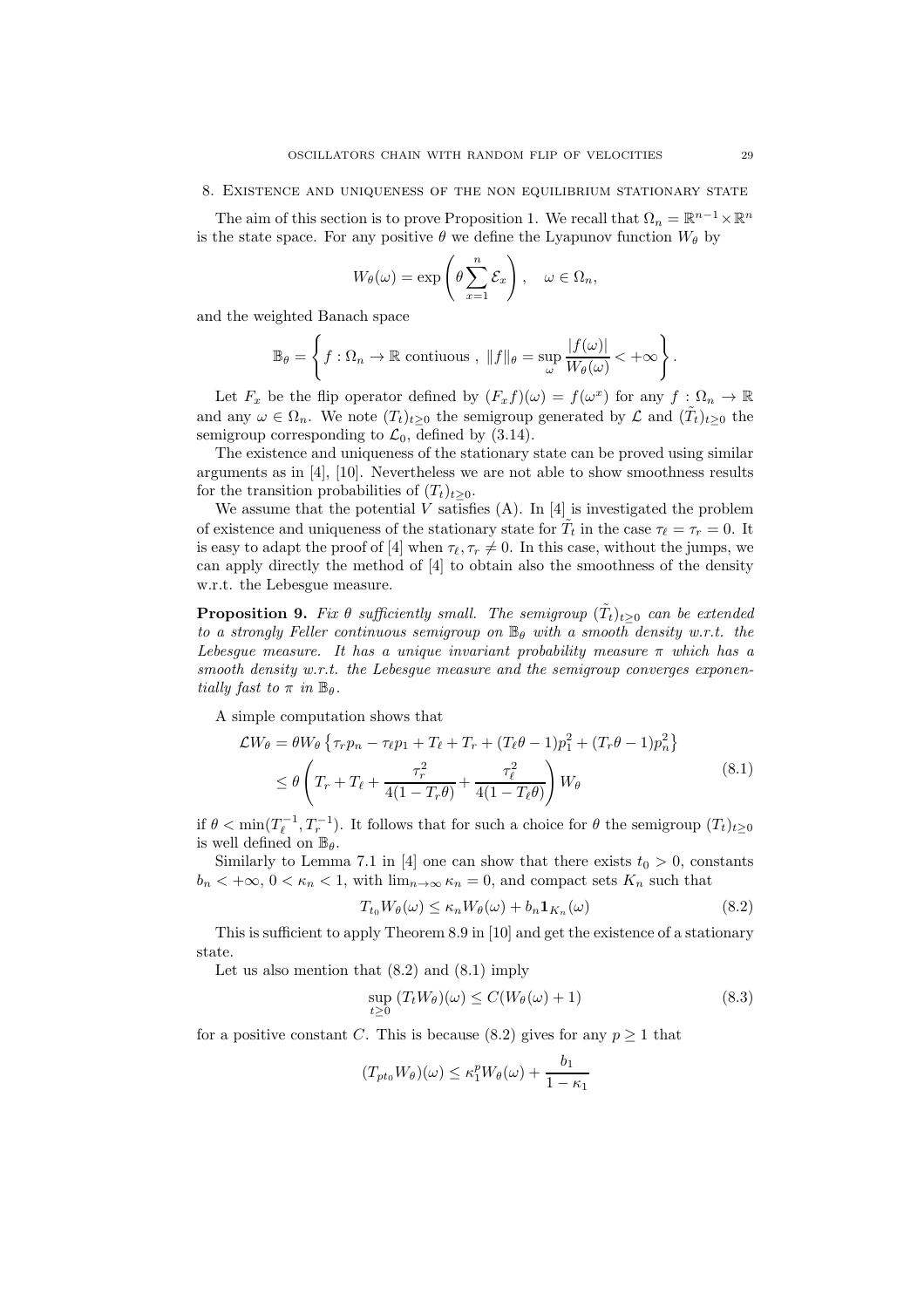## 8. Existence and uniqueness of the non equilibrium stationary state

The aim of this section is to prove Proposition 1. We recall that $\Omega_n = \mathbb{R}^{n-1} \times \mathbb{R}^n$ is the state space. For any positive $\theta$ we define the Lyapunov function $W_\theta$ by

$$W_\theta(\omega) = \exp\left(\theta \sum_{x=1}^{n} \mathcal{E}_x\right), \quad \omega \in \Omega_n,$$

and the weighted Banach space

$$\mathbb{B}_\theta = \left\{ f : \Omega_n \to \mathbb{R} \text{ contiuous },\ \|f\|_\theta = \sup_\omega \frac{|f(\omega)|}{W_\theta(\omega)} < +\infty \right\}.$$

Let $F_x$ be the flip operator defined by $(F_x f)(\omega) = f(\omega^x)$ for any $f : \Omega_n \to \mathbb{R}$ and any $\omega \in \Omega_n$. We note $(T_t)_{t\geq 0}$ the semigroup generated by $\mathcal{L}$ and $(\tilde{T}_t)_{t\geq 0}$ the semigroup corresponding to $\mathcal{L}_0$, defined by (3.14).

The existence and uniqueness of the stationary state can be proved using similar arguments as in [4], [10]. Nevertheless we are not able to show smoothness results for the transition probabilities of $(T_t)_{t\geq 0}$.

We assume that the potential $V$ satisfies (A). In [4] is investigated the problem of existence and uniqueness of the stationary state for $\tilde{T}_t$ in the case $\tau_\ell = \tau_r = 0$. It is easy to adapt the proof of [4] when $\tau_\ell, \tau_r \neq 0$. In this case, without the jumps, we can apply directly the method of [4] to obtain also the smoothness of the density w.r.t. the Lebesgue measure.

**Proposition 9.** *Fix $\theta$ sufficiently small. The semigroup $(\tilde{T}_t)_{t\geq 0}$ can be extended to a strongly Feller continuous semigroup on $\mathbb{B}_\theta$ with a smooth density w.r.t. the Lebesgue measure. It has a unique invariant probability measure $\pi$ which has a smooth density w.r.t. the Lebesgue measure and the semigroup converges exponentially fast to $\pi$ in $\mathbb{B}_\theta$.*

A simple computation shows that

$$\begin{aligned}
\mathcal{L}W_\theta &= \theta W_\theta \left\{ \tau_r p_n - \tau_\ell p_1 + T_\ell + T_r + (T_\ell \theta - 1)p_1^2 + (T_r \theta - 1)p_n^2 \right\} \\
&\leq \theta \left( T_r + T_\ell + \frac{\tau_r^2}{4(1 - T_r\theta)} + \frac{\tau_\ell^2}{4(1 - T_\ell\theta)} \right) W_\theta
\end{aligned} \tag{8.1}$$

if $\theta < \min(T_\ell^{-1}, T_r^{-1})$. It follows that for such a choice for $\theta$ the semigroup $(T_t)_{t\geq 0}$ is well defined on $\mathbb{B}_\theta$.

Similarly to Lemma 7.1 in [4] one can show that there exists $t_0 > 0$, constants $b_n < +\infty$, $0 < \kappa_n < 1$, with $\lim_{n\to\infty} \kappa_n = 0$, and compact sets $K_n$ such that

$$T_{t_0} W_\theta(\omega) \leq \kappa_n W_\theta(\omega) + b_n \mathbf{1}_{K_n}(\omega) \tag{8.2}$$

This is sufficient to apply Theorem 8.9 in [10] and get the existence of a stationary state.

Let us also mention that (8.2) and (8.1) imply

$$\sup_{t\geq 0} (T_t W_\theta)(\omega) \leq C(W_\theta(\omega) + 1) \tag{8.3}$$

for a positive constant $C$. This is because (8.2) gives for any $p \geq 1$ that

$$(T_{pt_0} W_\theta)(\omega) \leq \kappa_1^p W_\theta(\omega) + \frac{b_1}{1 - \kappa_1}$$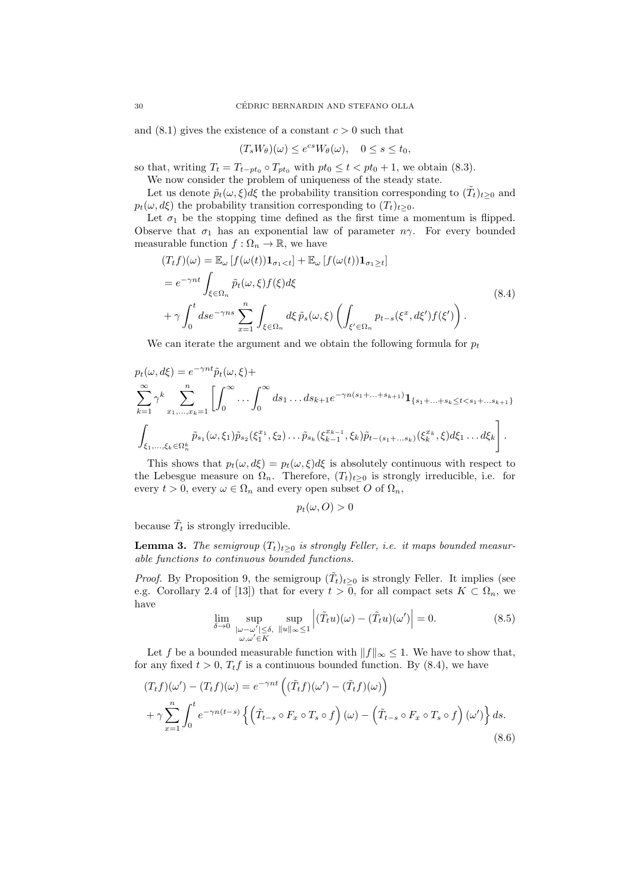and (8.1) gives the existence of a constant $c > 0$ such that

$$(T_s W_\theta)(\omega) \le e^{cs} W_\theta(\omega), \quad 0 \le s \le t_0,$$

so that, writing $T_t = T_{t-pt_0} \circ T_{pt_0}$ with $pt_0 \le t < pt_0 + 1$, we obtain (8.3).

We now consider the problem of uniqueness of the steady state.

Let us denote $\tilde{p}_t(\omega, \xi)d\xi$ the probability transition corresponding to $(\tilde{T}_t)_{t\ge 0}$ and $p_t(\omega, d\xi)$ the probability transition corresponding to $(T_t)_{t\ge 0}$.

Let $\sigma_1$ be the stopping time defined as the first time a momentum is flipped. Observe that $\sigma_1$ has an exponential law of parameter $n\gamma$. For every bounded measurable function $f : \Omega_n \to \mathbb{R}$, we have

$$\begin{aligned}
(T_t f)(\omega) &= \mathbb{E}_\omega\left[f(\omega(t))\mathbf{1}_{\sigma_1 < t}\right] + \mathbb{E}_\omega\left[f(\omega(t))\mathbf{1}_{\sigma_1 \ge t}\right] \\
&= e^{-\gamma n t}\int_{\xi\in\Omega_n} \tilde{p}_t(\omega, \xi) f(\xi) d\xi \\
&+ \gamma \int_0^t ds e^{-\gamma n s} \sum_{x=1}^n \int_{\xi \in \Omega_n} d\xi\, \tilde{p}_s(\omega, \xi)\left(\int_{\xi'\in\Omega_n} p_{t-s}(\xi^x, d\xi') f(\xi')\right).
\end{aligned} \tag{8.4}$$

We can iterate the argument and we obtain the following formula for $p_t$

$$\begin{aligned}
&p_t(\omega, d\xi) = e^{-\gamma n t}\tilde{p}_t(\omega, \xi) + \\
&\sum_{k=1}^\infty \gamma^k \sum_{x_1,\dots,x_k=1}^n \left[\int_0^\infty \dots \int_0^\infty ds_1 \dots ds_{k+1} e^{-\gamma n (s_1 + \dots + s_{k+1})}\mathbf{1}_{\{s_1+\dots+s_k \le t < s_1 + \dots s_{k+1}\}}\right. \\
&\left.\int_{\xi_1,\dots,\xi_k \in \Omega_n^k} \tilde{p}_{s_1}(\omega, \xi_1)\tilde{p}_{s_2}(\xi_1^{x_1}, \xi_2)\dots\tilde{p}_{s_k}(\xi_{k-1}^{x_{k-1}}, \xi_k)\tilde{p}_{t-(s_1+\dots s_k)}(\xi_k^{x_k}, \xi) d\xi_1 \dots d\xi_k\right].
\end{aligned}$$

This shows that $p_t(\omega, d\xi) = p_t(\omega, \xi)d\xi$ is absolutely continuous with respect to the Lebesgue measure on $\Omega_n$. Therefore, $(T_t)_{t\ge 0}$ is strongly irreducible, i.e. for every $t > 0$, every $\omega \in \Omega_n$ and every open subset $O$ of $\Omega_n$,

$$p_t(\omega, O) > 0$$

because $\tilde{T}_t$ is strongly irreducible.

**Lemma 3.** *The semigroup $(T_t)_{t\ge 0}$ is strongly Feller, i.e. it maps bounded measurable functions to continuous bounded functions.*

*Proof.* By Proposition 9, the semigroup $(\tilde{T}_t)_{t\ge 0}$ is strongly Feller. It implies (see e.g. Corollary 2.4 of [13]) that for every $t > 0$, for all compact sets $K \subset \Omega_n$, we have

$$\lim_{\delta\to 0} \sup_{\substack{|\omega-\omega'|\le\delta, \\ \omega,\omega'\in K}} \sup_{\|u\|_\infty \le 1} \left|(\tilde{T}_t u)(\omega) - (\tilde{T}_t u)(\omega')\right| = 0. \tag{8.5}$$

Let $f$ be a bounded measurable function with $\|f\|_\infty \le 1$. We have to show that, for any fixed $t > 0$, $T_t f$ is a continuous bounded function. By (8.4), we have

$$\begin{aligned}
&(T_t f)(\omega') - (T_t f)(\omega) = e^{-\gamma n t}\left((\tilde{T}_t f)(\omega') - (\tilde{T}_t f)(\omega)\right) \\
&+ \gamma \sum_{x=1}^n \int_0^t e^{-\gamma n (t-s)}\left\{\left(\tilde{T}_{t-s} \circ F_x \circ T_s \circ f\right)(\omega) - \left(\tilde{T}_{t-s} \circ F_x \circ T_s \circ f\right)(\omega')\right\} ds.
\end{aligned} \tag{8.6}$$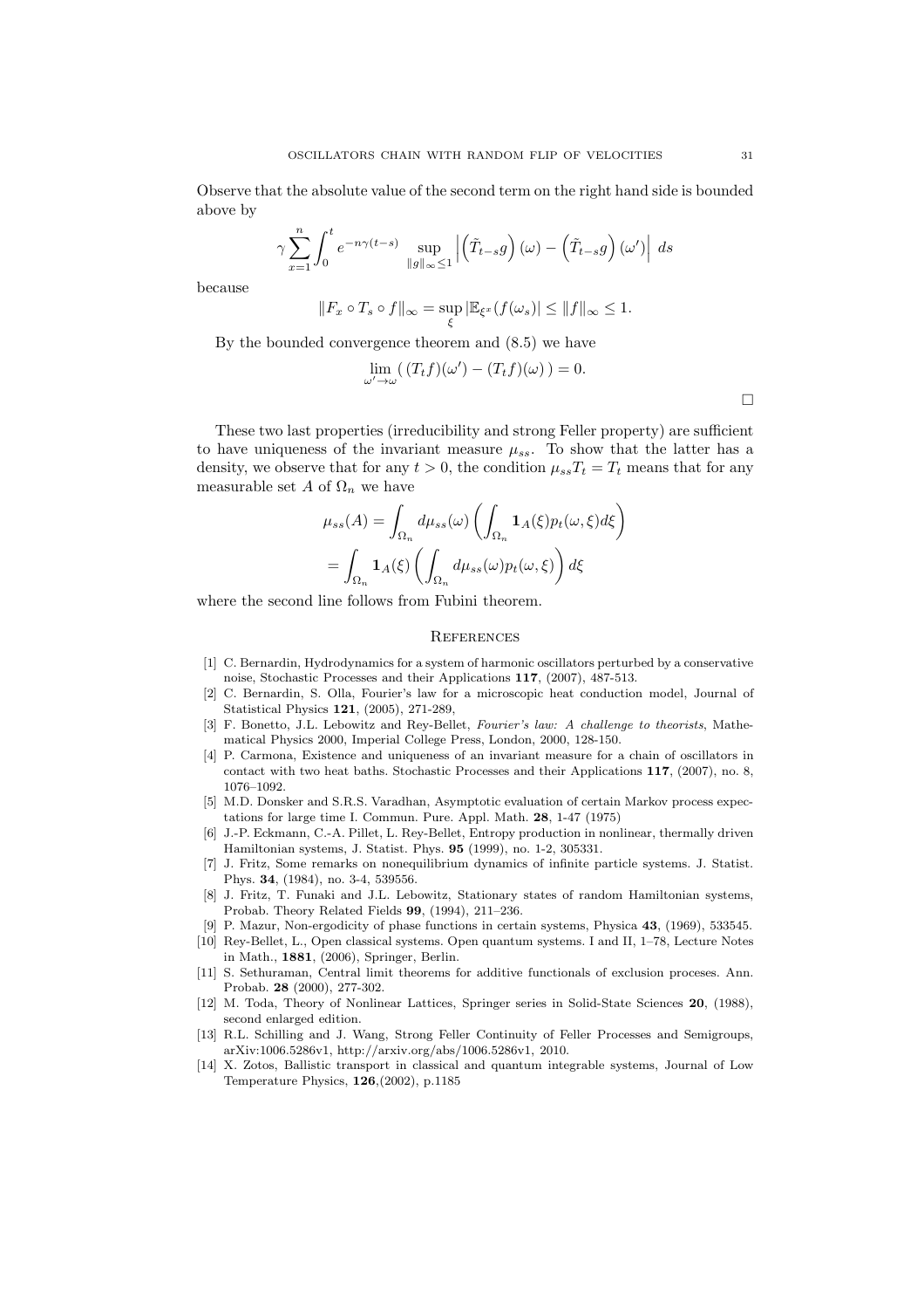Observe that the absolute value of the second term on the right hand side is bounded above by

$$\gamma \sum_{x=1}^{n} \int_0^t e^{-n\gamma(t-s)} \sup_{\|g\|_\infty \leq 1} \left| \left(\tilde{T}_{t-s} g\right)(\omega) - \left(\tilde{T}_{t-s} g\right)(\omega') \right| \, ds$$

because

$$\|F_x \circ T_s \circ f\|_\infty = \sup_{\xi} |\mathbb{E}_{\xi^x}(f(\omega_s))| \leq \|f\|_\infty \leq 1.$$

By the bounded convergence theorem and (8.5) we have

$$\lim_{\omega' \to \omega} (\, (T_t f)(\omega') - (T_t f)(\omega)\, ) = 0.$$

□

These two last properties (irreducibility and strong Feller property) are sufficient to have uniqueness of the invariant measure $\mu_{ss}$. To show that the latter has a density, we observe that for any $t > 0$, the condition $\mu_{ss} T_t = T_t$ means that for any measurable set $A$ of $\Omega_n$ we have

$$\begin{aligned}
\mu_{ss}(A) &= \int_{\Omega_n} d\mu_{ss}(\omega) \left( \int_{\Omega_n} \mathbf{1}_A(\xi) p_t(\omega, \xi) d\xi \right) \\
&= \int_{\Omega_n} \mathbf{1}_A(\xi) \left( \int_{\Omega_n} d\mu_{ss}(\omega) p_t(\omega, \xi) \right) d\xi
\end{aligned}$$

where the second line follows from Fubini theorem.

## References

[1] C. Bernardin, Hydrodynamics for a system of harmonic oscillators perturbed by a conservative noise, Stochastic Processes and their Applications **117**, (2007), 487-513.

[2] C. Bernardin, S. Olla, Fourier's law for a microscopic heat conduction model, Journal of Statistical Physics **121**, (2005), 271-289,

[3] F. Bonetto, J.L. Lebowitz and Rey-Bellet, *Fourier's law: A challenge to theorists*, Mathematical Physics 2000, Imperial College Press, London, 2000, 128-150.

[4] P. Carmona, Existence and uniqueness of an invariant measure for a chain of oscillators in contact with two heat baths. Stochastic Processes and their Applications **117**, (2007), no. 8, 1076–1092.

[5] M.D. Donsker and S.R.S. Varadhan, Asymptotic evaluation of certain Markov process expectations for large time I. Commun. Pure. Appl. Math. **28**, 1-47 (1975)

[6] J.-P. Eckmann, C.-A. Pillet, L. Rey-Bellet, Entropy production in nonlinear, thermally driven Hamiltonian systems, J. Statist. Phys. **95** (1999), no. 1-2, 305331.

[7] J. Fritz, Some remarks on nonequilibrium dynamics of infinite particle systems. J. Statist. Phys. **34**, (1984), no. 3-4, 539556.

[8] J. Fritz, T. Funaki and J.L. Lebowitz, Stationary states of random Hamiltonian systems, Probab. Theory Related Fields **99**, (1994), 211–236.

[9] P. Mazur, Non-ergodicity of phase functions in certain systems, Physica **43**, (1969), 533545.

[10] Rey-Bellet, L., Open classical systems. Open quantum systems. I and II, 1–78, Lecture Notes in Math., **1881**, (2006), Springer, Berlin.

[11] S. Sethuraman, Central limit theorems for additive functionals of exclusion proceses. Ann. Probab. **28** (2000), 277-302.

[12] M. Toda, Theory of Nonlinear Lattices, Springer series in Solid-State Sciences **20**, (1988), second enlarged edition.

[13] R.L. Schilling and J. Wang, Strong Feller Continuity of Feller Processes and Semigroups, arXiv:1006.5286v1, http://arxiv.org/abs/1006.5286v1, 2010.

[14] X. Zotos, Ballistic transport in classical and quantum integrable systems, Journal of Low Temperature Physics, **126**,(2002), p.1185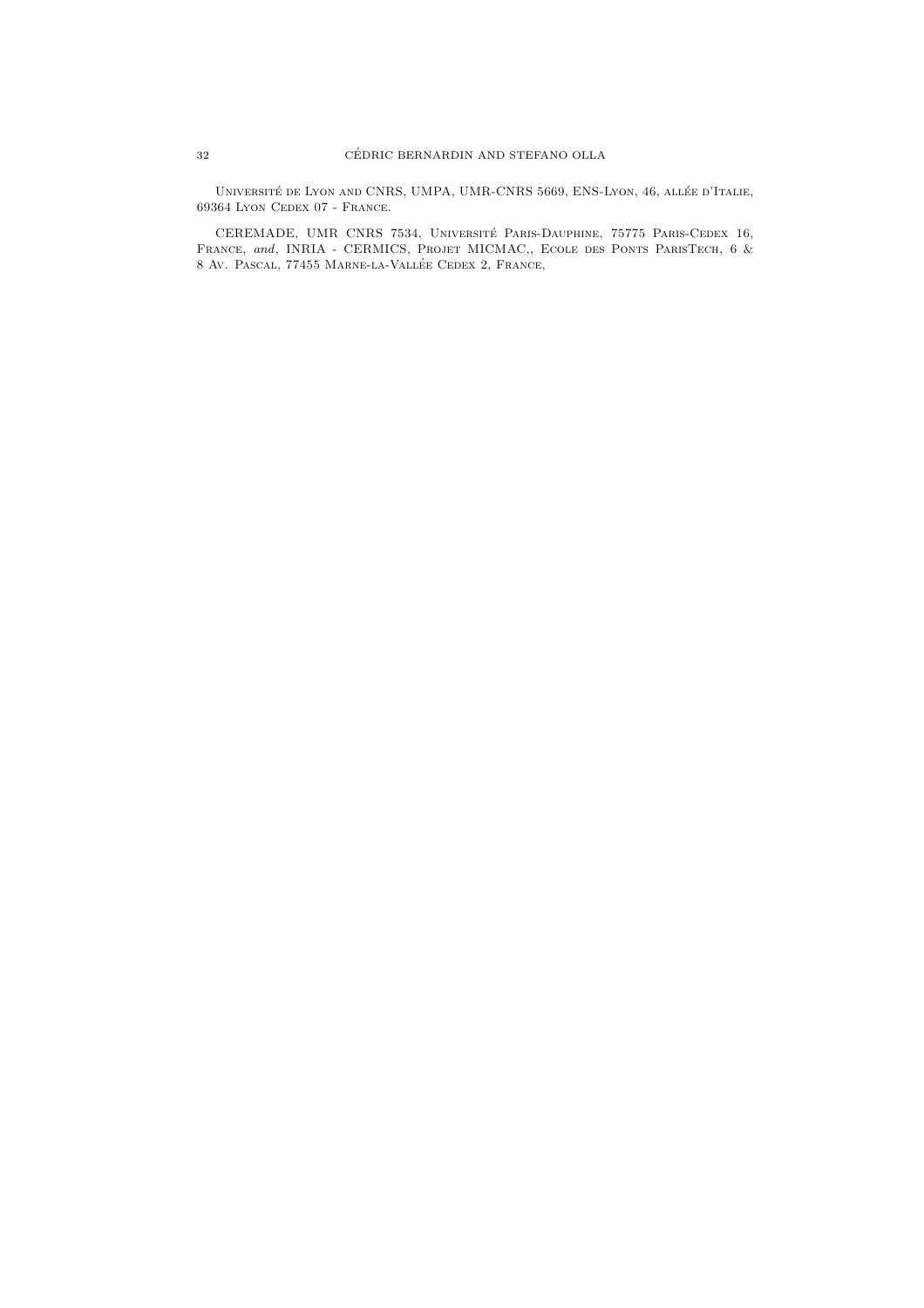Université de Lyon and CNRS, UMPA, UMR-CNRS 5669, ENS-Lyon, 46, allée d'Italie, 69364 Lyon Cedex 07 - France.

CEREMADE, UMR CNRS 7534, Université Paris-Dauphine, 75775 Paris-Cedex 16, France, *and*, INRIA - CERMICS, Projet MICMAC,, Ecole des Ponts ParisTech, 6 & 8 Av. Pascal, 77455 Marne-la-Vallée Cedex 2, France,